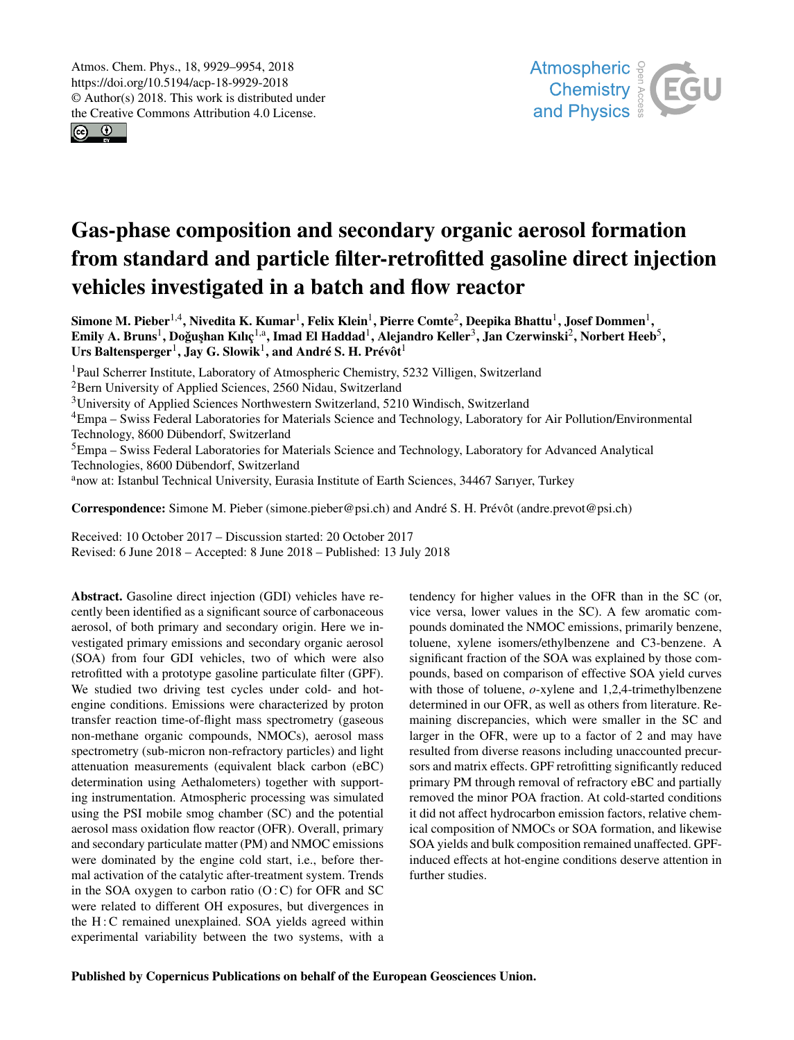Atmos. Chem. Phys., 18, 9929–9954, 2018
https://doi.org/10.5194/acp-18-9929-2018
© Author(s) 2018. This work is distributed under the Creative Commons Attribution 4.0 License.

# Gas-phase composition and secondary organic aerosol formation from standard and particle filter-retrofitted gasoline direct injection vehicles investigated in a batch and flow reactor

**Simone M. Pieber[1,4], Nivedita K. Kumar[1], Felix Klein[1], Pierre Comte[2], Deepika Bhattu[1], Josef Dommen[1], Emily A. Bruns[1], Doğuşhan Kılıç[1,a], Imad El Haddad[1], Alejandro Keller[3], Jan Czerwinski[2], Norbert Heeb[5], Urs Baltensperger[1], Jay G. Slowik[1], and André S. H. Prévôt[1]**

[1]Paul Scherrer Institute, Laboratory of Atmospheric Chemistry, 5232 Villigen, Switzerland
[2]Bern University of Applied Sciences, 2560 Nidau, Switzerland
[3]University of Applied Sciences Northwestern Switzerland, 5210 Windisch, Switzerland
[4]Empa – Swiss Federal Laboratories for Materials Science and Technology, Laboratory for Air Pollution/Environmental Technology, 8600 Dübendorf, Switzerland
[5]Empa – Swiss Federal Laboratories for Materials Science and Technology, Laboratory for Advanced Analytical Technologies, 8600 Dübendorf, Switzerland
[a]now at: Istanbul Technical University, Eurasia Institute of Earth Sciences, 34467 Sarıyer, Turkey

**Correspondence:** Simone M. Pieber (simone.pieber@psi.ch) and André S. H. Prévôt (andre.prevot@psi.ch)

Received: 10 October 2017 – Discussion started: 20 October 2017
Revised: 6 June 2018 – Accepted: 8 June 2018 – Published: 13 July 2018

**Abstract.** Gasoline direct injection (GDI) vehicles have recently been identified as a significant source of carbonaceous aerosol, of both primary and secondary origin. Here we investigated primary emissions and secondary organic aerosol (SOA) from four GDI vehicles, two of which were also retrofitted with a prototype gasoline particulate filter (GPF). We studied two driving test cycles under cold- and hot-engine conditions. Emissions were characterized by proton transfer reaction time-of-flight mass spectrometry (gaseous non-methane organic compounds, NMOCs), aerosol mass spectrometry (sub-micron non-refractory particles) and light attenuation measurements (equivalent black carbon (eBC) determination using Aethalometers) together with supporting instrumentation. Atmospheric processing was simulated using the PSI mobile smog chamber (SC) and the potential aerosol mass oxidation flow reactor (OFR). Overall, primary and secondary particulate matter (PM) and NMOC emissions were dominated by the engine cold start, i.e., before thermal activation of the catalytic after-treatment system. Trends in the SOA oxygen to carbon ratio (O : C) for OFR and SC were related to different OH exposures, but divergences in the H : C remained unexplained. SOA yields agreed within experimental variability between the two systems, with a tendency for higher values in the OFR than in the SC (or, vice versa, lower values in the SC). A few aromatic compounds dominated the NMOC emissions, primarily benzene, toluene, xylene isomers/ethylbenzene and C3-benzene. A significant fraction of the SOA was explained by those compounds, based on comparison of effective SOA yield curves with those of toluene, *o*-xylene and 1,2,4-trimethylbenzene determined in our OFR, as well as others from literature. Remaining discrepancies, which were smaller in the SC and larger in the OFR, were up to a factor of 2 and may have resulted from diverse reasons including unaccounted precursors and matrix effects. GPF retrofitting significantly reduced primary PM through removal of refractory eBC and partially removed the minor POA fraction. At cold-started conditions it did not affect hydrocarbon emission factors, relative chemical composition of NMOCs or SOA formation, and likewise SOA yields and bulk composition remained unaffected. GPF-induced effects at hot-engine conditions deserve attention in further studies.

Published by Copernicus Publications on behalf of the European Geosciences Union.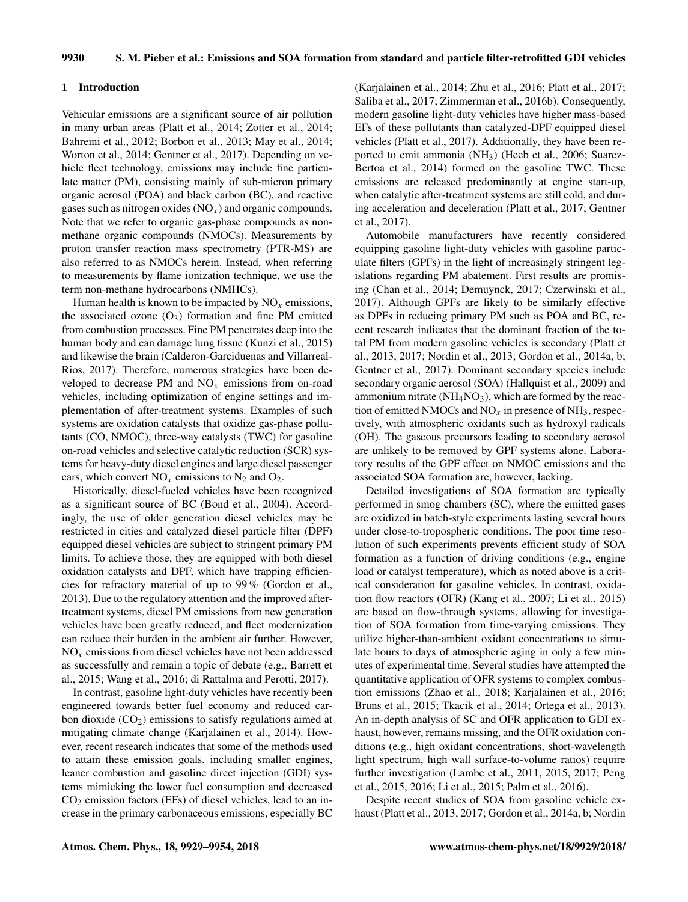## 1 Introduction

Vehicular emissions are a significant source of air pollution in many urban areas (Platt et al., 2014; Zotter et al., 2014; Bahreini et al., 2012; Borbon et al., 2013; May et al., 2014; Worton et al., 2014; Gentner et al., 2017). Depending on vehicle fleet technology, emissions may include fine particulate matter (PM), consisting mainly of sub-micron primary organic aerosol (POA) and black carbon (BC), and reactive gases such as nitrogen oxides ($NO_x$) and organic compounds. Note that we refer to organic gas-phase compounds as non-methane organic compounds (NMOCs). Measurements by proton transfer reaction mass spectrometry (PTR-MS) are also referred to as NMOCs herein. Instead, when referring to measurements by flame ionization technique, we use the term non-methane hydrocarbons (NMHCs).

Human health is known to be impacted by $NO_x$ emissions, the associated ozone ($O_3$) formation and fine PM emitted from combustion processes. Fine PM penetrates deep into the human body and can damage lung tissue (Kunzi et al., 2015) and likewise the brain (Calderon-Garciduenas and Villarreal-Rios, 2017). Therefore, numerous strategies have been developed to decrease PM and $NO_x$ emissions from on-road vehicles, including optimization of engine settings and implementation of after-treatment systems. Examples of such systems are oxidation catalysts that oxidize gas-phase pollutants (CO, NMOC), three-way catalysts (TWC) for gasoline on-road vehicles and selective catalytic reduction (SCR) systems for heavy-duty diesel engines and large diesel passenger cars, which convert $NO_x$ emissions to $N_2$ and $O_2$.

Historically, diesel-fueled vehicles have been recognized as a significant source of BC (Bond et al., 2004). Accordingly, the use of older generation diesel vehicles may be restricted in cities and catalyzed diesel particle filter (DPF) equipped diesel vehicles are subject to stringent primary PM limits. To achieve those, they are equipped with both diesel oxidation catalysts and DPF, which have trapping efficiencies for refractory material of up to 99 % (Gordon et al., 2013). Due to the regulatory attention and the improved after-treatment systems, diesel PM emissions from new generation vehicles have been greatly reduced, and fleet modernization can reduce their burden in the ambient air further. However, $NO_x$ emissions from diesel vehicles have not been addressed as successfully and remain a topic of debate (e.g., Barrett et al., 2015; Wang et al., 2016; di Rattalma and Perotti, 2017).

In contrast, gasoline light-duty vehicles have recently been engineered towards better fuel economy and reduced carbon dioxide ($CO_2$) emissions to satisfy regulations aimed at mitigating climate change (Karjalainen et al., 2014). However, recent research indicates that some of the methods used to attain these emission goals, including smaller engines, leaner combustion and gasoline direct injection (GDI) systems mimicking the lower fuel consumption and decreased $CO_2$ emission factors (EFs) of diesel vehicles, lead to an increase in the primary carbonaceous emissions, especially BC (Karjalainen et al., 2014; Zhu et al., 2016; Platt et al., 2017; Saliba et al., 2017; Zimmerman et al., 2016b). Consequently, modern gasoline light-duty vehicles have higher mass-based EFs of these pollutants than catalyzed-DPF equipped diesel vehicles (Platt et al., 2017). Additionally, they have been reported to emit ammonia ($NH_3$) (Heeb et al., 2006; Suarez-Bertoa et al., 2014) formed on the gasoline TWC. These emissions are released predominantly at engine start-up, when catalytic after-treatment systems are still cold, and during acceleration and deceleration (Platt et al., 2017; Gentner et al., 2017).

Automobile manufacturers have recently considered equipping gasoline light-duty vehicles with gasoline particulate filters (GPFs) in the light of increasingly stringent legislations regarding PM abatement. First results are promising (Chan et al., 2014; Demuynck, 2017; Czerwinski et al., 2017). Although GPFs are likely to be similarly effective as DPFs in reducing primary PM such as POA and BC, recent research indicates that the dominant fraction of the total PM from modern gasoline vehicles is secondary (Platt et al., 2013, 2017; Nordin et al., 2013; Gordon et al., 2014a, b; Gentner et al., 2017). Dominant secondary species include secondary organic aerosol (SOA) (Hallquist et al., 2009) and ammonium nitrate ($NH_4NO_3$), which are formed by the reaction of emitted NMOCs and $NO_x$ in presence of $NH_3$, respectively, with atmospheric oxidants such as hydroxyl radicals (OH). The gaseous precursors leading to secondary aerosol are unlikely to be removed by GPF systems alone. Laboratory results of the GPF effect on NMOC emissions and the associated SOA formation are, however, lacking.

Detailed investigations of SOA formation are typically performed in smog chambers (SC), where the emitted gases are oxidized in batch-style experiments lasting several hours under close-to-tropospheric conditions. The poor time resolution of such experiments prevents efficient study of SOA formation as a function of driving conditions (e.g., engine load or catalyst temperature), which as noted above is a critical consideration for gasoline vehicles. In contrast, oxidation flow reactors (OFR) (Kang et al., 2007; Li et al., 2015) are based on flow-through systems, allowing for investigation of SOA formation from time-varying emissions. They utilize higher-than-ambient oxidant concentrations to simulate hours to days of atmospheric aging in only a few minutes of experimental time. Several studies have attempted the quantitative application of OFR systems to complex combustion emissions (Zhao et al., 2018; Karjalainen et al., 2016; Bruns et al., 2015; Tkacik et al., 2014; Ortega et al., 2013). An in-depth analysis of SC and OFR application to GDI exhaust, however, remains missing, and the OFR oxidation conditions (e.g., high oxidant concentrations, short-wavelength light spectrum, high wall surface-to-volume ratios) require further investigation (Lambe et al., 2011, 2015, 2017; Peng et al., 2015, 2016; Li et al., 2015; Palm et al., 2016).

Despite recent studies of SOA from gasoline vehicle exhaust (Platt et al., 2013, 2017; Gordon et al., 2014a, b; Nordin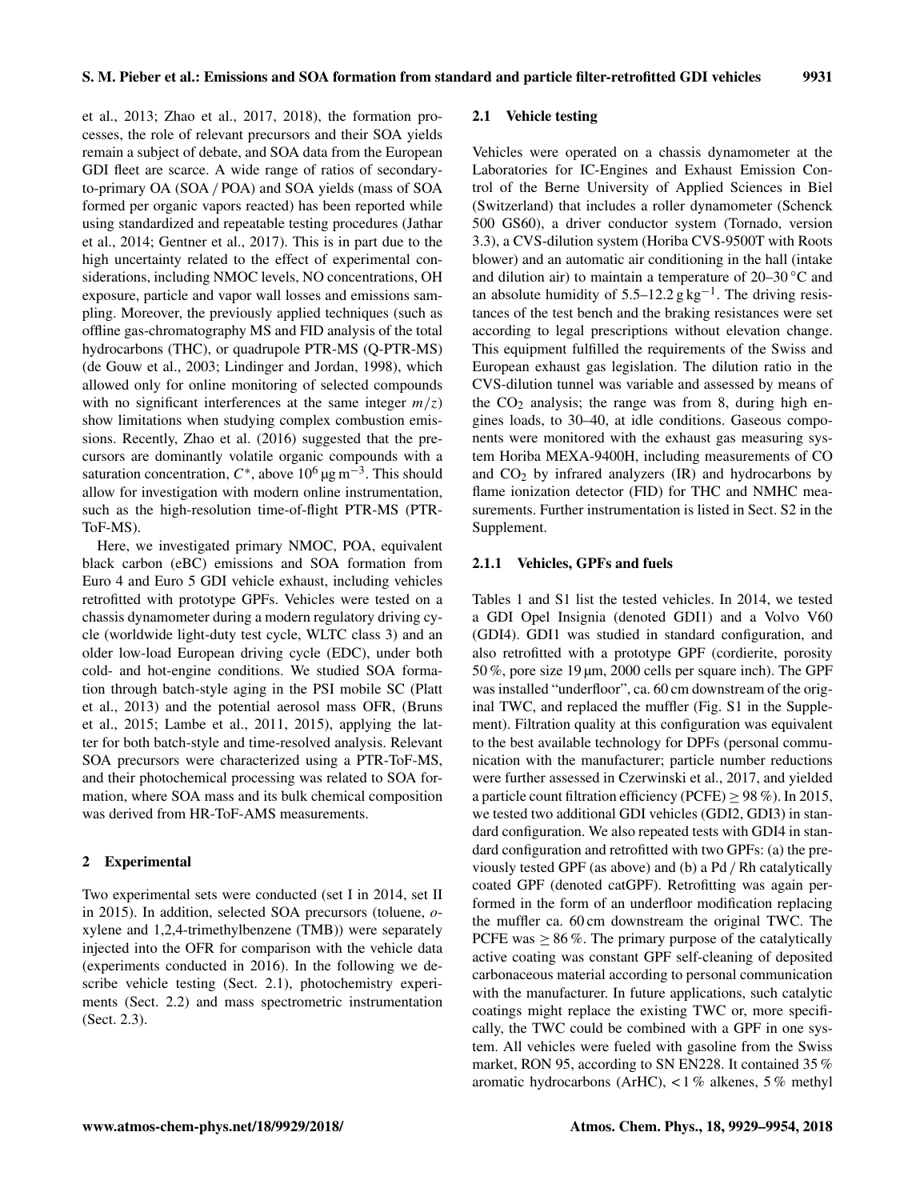et al., 2013; Zhao et al., 2017, 2018), the formation processes, the role of relevant precursors and their SOA yields remain a subject of debate, and SOA data from the European GDI fleet are scarce. A wide range of ratios of secondary-to-primary OA (SOA / POA) and SOA yields (mass of SOA formed per organic vapors reacted) has been reported while using standardized and repeatable testing procedures (Jathar et al., 2014; Gentner et al., 2017). This is in part due to the high uncertainty related to the effect of experimental considerations, including NMOC levels, NO concentrations, OH exposure, particle and vapor wall losses and emissions sampling. Moreover, the previously applied techniques (such as offline gas-chromatography MS and FID analysis of the total hydrocarbons (THC), or quadrupole PTR-MS (Q-PTR-MS) (de Gouw et al., 2003; Lindinger and Jordan, 1998), which allowed only for online monitoring of selected compounds with no significant interferences at the same integer $m/z$) show limitations when studying complex combustion emissions. Recently, Zhao et al. (2016) suggested that the precursors are dominantly volatile organic compounds with a saturation concentration, $C^*$, above $10^6\,\mu g\,m^{-3}$. This should allow for investigation with modern online instrumentation, such as the high-resolution time-of-flight PTR-MS (PTR-ToF-MS).

Here, we investigated primary NMOC, POA, equivalent black carbon (eBC) emissions and SOA formation from Euro 4 and Euro 5 GDI vehicle exhaust, including vehicles retrofitted with prototype GPFs. Vehicles were tested on a chassis dynamometer during a modern regulatory driving cycle (worldwide light-duty test cycle, WLTC class 3) and an older low-load European driving cycle (EDC), under both cold- and hot-engine conditions. We studied SOA formation through batch-style aging in the PSI mobile SC (Platt et al., 2013) and the potential aerosol mass OFR, (Bruns et al., 2015; Lambe et al., 2011, 2015), applying the latter for both batch-style and time-resolved analysis. Relevant SOA precursors were characterized using a PTR-ToF-MS, and their photochemical processing was related to SOA formation, where SOA mass and its bulk chemical composition was derived from HR-ToF-AMS measurements.

## 2 Experimental

Two experimental sets were conducted (set I in 2014, set II in 2015). In addition, selected SOA precursors (toluene, *o*-xylene and 1,2,4-trimethylbenzene (TMB)) were separately injected into the OFR for comparison with the vehicle data (experiments conducted in 2016). In the following we describe vehicle testing (Sect. 2.1), photochemistry experiments (Sect. 2.2) and mass spectrometric instrumentation (Sect. 2.3).

### 2.1 Vehicle testing

Vehicles were operated on a chassis dynamometer at the Laboratories for IC-Engines and Exhaust Emission Control of the Berne University of Applied Sciences in Biel (Switzerland) that includes a roller dynamometer (Schenck 500 GS60), a driver conductor system (Tornado, version 3.3), a CVS-dilution system (Horiba CVS-9500T with Roots blower) and an automatic air conditioning in the hall (intake and dilution air) to maintain a temperature of 20–30 °C and an absolute humidity of 5.5–12.2 $g\,kg^{-1}$. The driving resistances of the test bench and the braking resistances were set according to legal prescriptions without elevation change. This equipment fulfilled the requirements of the Swiss and European exhaust gas legislation. The dilution ratio in the CVS-dilution tunnel was variable and assessed by means of the $CO_2$ analysis; the range was from 8, during high engines loads, to 30–40, at idle conditions. Gaseous components were monitored with the exhaust gas measuring system Horiba MEXA-9400H, including measurements of CO and $CO_2$ by infrared analyzers (IR) and hydrocarbons by flame ionization detector (FID) for THC and NMHC measurements. Further instrumentation is listed in Sect. S2 in the Supplement.

#### 2.1.1 Vehicles, GPFs and fuels

Tables 1 and S1 list the tested vehicles. In 2014, we tested a GDI Opel Insignia (denoted GDI1) and a Volvo V60 (GDI4). GDI1 was studied in standard configuration, and also retrofitted with a prototype GPF (cordierite, porosity 50 %, pore size 19 µm, 2000 cells per square inch). The GPF was installed "underfloor", ca. 60 cm downstream of the original TWC, and replaced the muffler (Fig. S1 in the Supplement). Filtration quality at this configuration was equivalent to the best available technology for DPFs (personal communication with the manufacturer; particle number reductions were further assessed in Czerwinski et al., 2017, and yielded a particle count filtration efficiency (PCFE) $\geq 98$ %). In 2015, we tested two additional GDI vehicles (GDI2, GDI3) in standard configuration. We also repeated tests with GDI4 in standard configuration and retrofitted with two GPFs: (a) the previously tested GPF (as above) and (b) a Pd / Rh catalytically coated GPF (denoted catGPF). Retrofitting was again performed in the form of an underfloor modification replacing the muffler ca. 60 cm downstream the original TWC. The PCFE was $\geq 86$ %. The primary purpose of the catalytically active coating was constant GPF self-cleaning of deposited carbonaceous material according to personal communication with the manufacturer. In future applications, such catalytic coatings might replace the existing TWC or, more specifically, the TWC could be combined with a GPF in one system. All vehicles were fueled with gasoline from the Swiss market, RON 95, according to SN EN228. It contained 35 % aromatic hydrocarbons (ArHC), < 1 % alkenes, 5 % methyl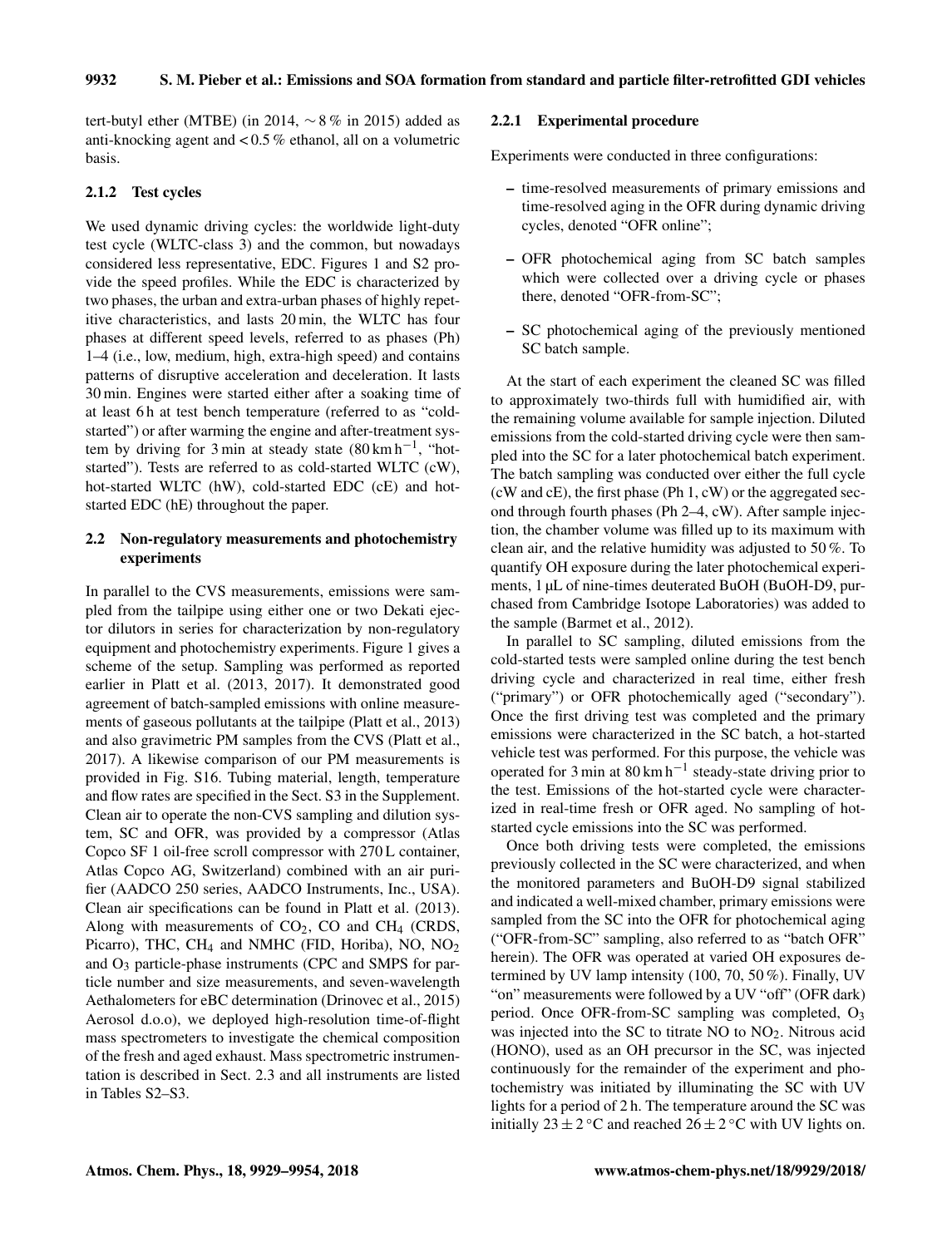tert-butyl ether (MTBE) (in 2014, ∼ 8 % in 2015) added as anti-knocking agent and < 0.5 % ethanol, all on a volumetric basis.

#### 2.1.2 Test cycles

We used dynamic driving cycles: the worldwide light-duty test cycle (WLTC-class 3) and the common, but nowadays considered less representative, EDC. Figures 1 and S2 provide the speed profiles. While the EDC is characterized by two phases, the urban and extra-urban phases of highly repetitive characteristics, and lasts 20 min, the WLTC has four phases at different speed levels, referred to as phases (Ph) 1–4 (i.e., low, medium, high, extra-high speed) and contains patterns of disruptive acceleration and deceleration. It lasts 30 min. Engines were started either after a soaking time of at least 6 h at test bench temperature (referred to as "cold-started") or after warming the engine and after-treatment system by driving for 3 min at steady state ($80\,\mathrm{km\,h^{-1}}$, "hot-started"). Tests are referred to as cold-started WLTC (cW), hot-started WLTC (hW), cold-started EDC (cE) and hot-started EDC (hE) throughout the paper.

### 2.2 Non-regulatory measurements and photochemistry experiments

In parallel to the CVS measurements, emissions were sampled from the tailpipe using either one or two Dekati ejector dilutors in series for characterization by non-regulatory equipment and photochemistry experiments. Figure 1 gives a scheme of the setup. Sampling was performed as reported earlier in Platt et al. (2013, 2017). It demonstrated good agreement of batch-sampled emissions with online measurements of gaseous pollutants at the tailpipe (Platt et al., 2013) and also gravimetric PM samples from the CVS (Platt et al., 2017). A likewise comparison of our PM measurements is provided in Fig. S16. Tubing material, length, temperature and flow rates are specified in the Sect. S3 in the Supplement. Clean air to operate the non-CVS sampling and dilution system, SC and OFR, was provided by a compressor (Atlas Copco SF 1 oil-free scroll compressor with 270 L container, Atlas Copco AG, Switzerland) combined with an air purifier (AADCO 250 series, AADCO Instruments, Inc., USA). Clean air specifications can be found in Platt et al. (2013). Along with measurements of $CO_2$, CO and $CH_4$ (CRDS, Picarro), THC, $CH_4$ and NMHC (FID, Horiba), NO, $NO_2$ and $O_3$ particle-phase instruments (CPC and SMPS for particle number and size measurements, and seven-wavelength Aethalometers for eBC determination (Drinovec et al., 2015) Aerosol d.o.o), we deployed high-resolution time-of-flight mass spectrometers to investigate the chemical composition of the fresh and aged exhaust. Mass spectrometric instrumentation is described in Sect. 2.3 and all instruments are listed in Tables S2–S3.

#### 2.2.1 Experimental procedure

Experiments were conducted in three configurations:

- time-resolved measurements of primary emissions and time-resolved aging in the OFR during dynamic driving cycles, denoted "OFR online";
- OFR photochemical aging from SC batch samples which were collected over a driving cycle or phases there, denoted "OFR-from-SC";
- SC photochemical aging of the previously mentioned SC batch sample.

At the start of each experiment the cleaned SC was filled to approximately two-thirds full with humidified air, with the remaining volume available for sample injection. Diluted emissions from the cold-started driving cycle were then sampled into the SC for a later photochemical batch experiment. The batch sampling was conducted over either the full cycle (cW and cE), the first phase (Ph 1, cW) or the aggregated second through fourth phases (Ph 2–4, cW). After sample injection, the chamber volume was filled up to its maximum with clean air, and the relative humidity was adjusted to 50 %. To quantify OH exposure during the later photochemical experiments, 1 µL of nine-times deuterated BuOH (BuOH-D9, purchased from Cambridge Isotope Laboratories) was added to the sample (Barmet et al., 2012).

In parallel to SC sampling, diluted emissions from the cold-started tests were sampled online during the test bench driving cycle and characterized in real time, either fresh ("primary") or OFR photochemically aged ("secondary"). Once the first driving test was completed and the primary emissions were characterized in the SC batch, a hot-started vehicle test was performed. For this purpose, the vehicle was operated for 3 min at $80\,\mathrm{km\,h^{-1}}$ steady-state driving prior to the test. Emissions of the hot-started cycle were characterized in real-time fresh or OFR aged. No sampling of hot-started cycle emissions into the SC was performed.

Once both driving tests were completed, the emissions previously collected in the SC were characterized, and when the monitored parameters and BuOH-D9 signal stabilized and indicated a well-mixed chamber, primary emissions were sampled from the SC into the OFR for photochemical aging ("OFR-from-SC" sampling, also referred to as "batch OFR" herein). The OFR was operated at varied OH exposures determined by UV lamp intensity (100, 70, 50 %). Finally, UV "on" measurements were followed by a UV "off" (OFR dark) period. Once OFR-from-SC sampling was completed, $O_3$ was injected into the SC to titrate NO to $NO_2$. Nitrous acid (HONO), used as an OH precursor in the SC, was injected continuously for the remainder of the experiment and photochemistry was initiated by illuminating the SC with UV lights for a period of 2 h. The temperature around the SC was initially $23 \pm 2\,^{\circ}\mathrm{C}$ and reached $26 \pm 2\,^{\circ}\mathrm{C}$ with UV lights on.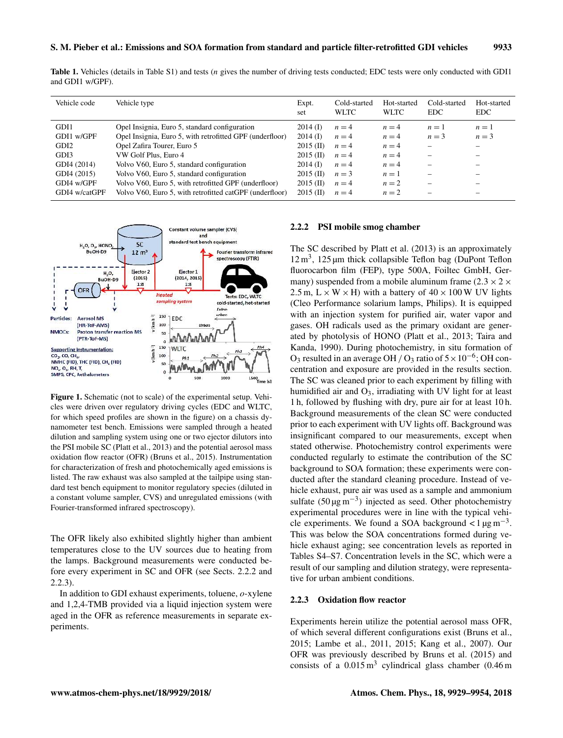**Table 1.** Vehicles (details in Table S1) and tests ($n$ gives the number of driving tests conducted; EDC tests were only conducted with GDI1 and GDI1 w/GPF).

| Vehicle code | Vehicle type | Expt. set | Cold-started WLTC | Hot-started WLTC | Cold-started EDC | Hot-started EDC |
|---|---|---|---|---|---|---|
| GDI1 | Opel Insignia, Euro 5, standard configuration | 2014 (I) | $n = 4$ | $n = 4$ | $n = 1$ | $n = 1$ |
| GDI1 w/GPF | Opel Insignia, Euro 5, with retrofitted GPF (underfloor) | 2014 (I) | $n = 4$ | $n = 4$ | $n = 3$ | $n = 3$ |
| GDI2 | Opel Zafira Tourer, Euro 5 | 2015 (II) | $n = 4$ | $n = 4$ | – | – |
| GDI3 | VW Golf Plus, Euro 4 | 2015 (II) | $n = 4$ | $n = 4$ | – | – |
| GDI4 (2014) | Volvo V60, Euro 5, standard configuration | 2014 (I) | $n = 4$ | $n = 4$ | – | – |
| GDI4 (2015) | Volvo V60, Euro 5, standard configuration | 2015 (II) | $n = 3$ | $n = 1$ | – | – |
| GDI4 w/GPF | Volvo V60, Euro 5, with retrofitted GPF (underfloor) | 2015 (II) | $n = 4$ | $n = 2$ | – | – |
| GDI4 w/catGPF | Volvo V60, Euro 5, with retrofitted catGPF (underfloor) | 2015 (II) | $n = 4$ | $n = 2$ | – | – |

**Figure 1.** Schematic (not to scale) of the experimental setup. Vehicles were driven over regulatory driving cycles (EDC and WLTC, for which speed profiles are shown in the figure) on a chassis dynamometer test bench. Emissions were sampled through a heated dilution and sampling system using one or two ejector dilutors into the PSI mobile SC (Platt et al., 2013) and the potential aerosol mass oxidation flow reactor (OFR) (Bruns et al., 2015). Instrumentation for characterization of fresh and photochemically aged emissions is listed. The raw exhaust was also sampled at the tailpipe using standard test bench equipment to monitor regulatory species (diluted in a constant volume sampler, CVS) and unregulated emissions (with Fourier-transformed infrared spectroscopy).

The OFR likely also exhibited slightly higher than ambient temperatures close to the UV sources due to heating from the lamps. Background measurements were conducted before every experiment in SC and OFR (see Sects. 2.2.2 and 2.2.3).

In addition to GDI exhaust experiments, toluene, *o*-xylene and 1,2,4-TMB provided via a liquid injection system were aged in the OFR as reference measurements in separate experiments.

### 2.2.2 PSI mobile smog chamber

The SC described by Platt et al. (2013) is an approximately $12\,m^3$, $125\,\mu m$ thick collapsible Teflon bag (DuPont Teflon fluorocarbon film (FEP), type 500A, Foiltec GmbH, Germany) suspended from a mobile aluminum frame ($2.3 \times 2 \times 2.5$ m, L × W × H) with a battery of $40 \times 100$ W UV lights (Cleo Performance solarium lamps, Philips). It is equipped with an injection system for purified air, water vapor and gases. OH radicals used as the primary oxidant are generated by photolysis of HONO (Platt et al., 2013; Taira and Kanda, 1990). During photochemistry, in situ formation of $O_3$ resulted in an average OH / $O_3$ ratio of $5 \times 10^{-6}$; OH concentration and exposure are provided in the results section. The SC was cleaned prior to each experiment by filling with humidified air and $O_3$, irradiating with UV light for at least 1 h, followed by flushing with dry, pure air for at least 10 h. Background measurements of the clean SC were conducted prior to each experiment with UV lights off. Background was insignificant compared to our measurements, except when stated otherwise. Photochemistry control experiments were conducted regularly to estimate the contribution of the SC background to SOA formation; these experiments were conducted after the standard cleaning procedure. Instead of vehicle exhaust, pure air was used as a sample and ammonium sulfate ($50\,\mu g\,m^{-3}$) injected as seed. Other photochemistry experimental procedures were in line with the typical vehicle experiments. We found a SOA background $< 1\,\mu g\,m^{-3}$. This was below the SOA concentrations formed during vehicle exhaust aging; see concentration levels as reported in Tables S4–S7. Concentration levels in the SC, which were a result of our sampling and dilution strategy, were representative for urban ambient conditions.

### 2.2.3 Oxidation flow reactor

Experiments herein utilize the potential aerosol mass OFR, of which several different configurations exist (Bruns et al., 2015; Lambe et al., 2011, 2015; Kang et al., 2007). Our OFR was previously described by Bruns et al. (2015) and consists of a $0.015\,m^3$ cylindrical glass chamber (0.46 m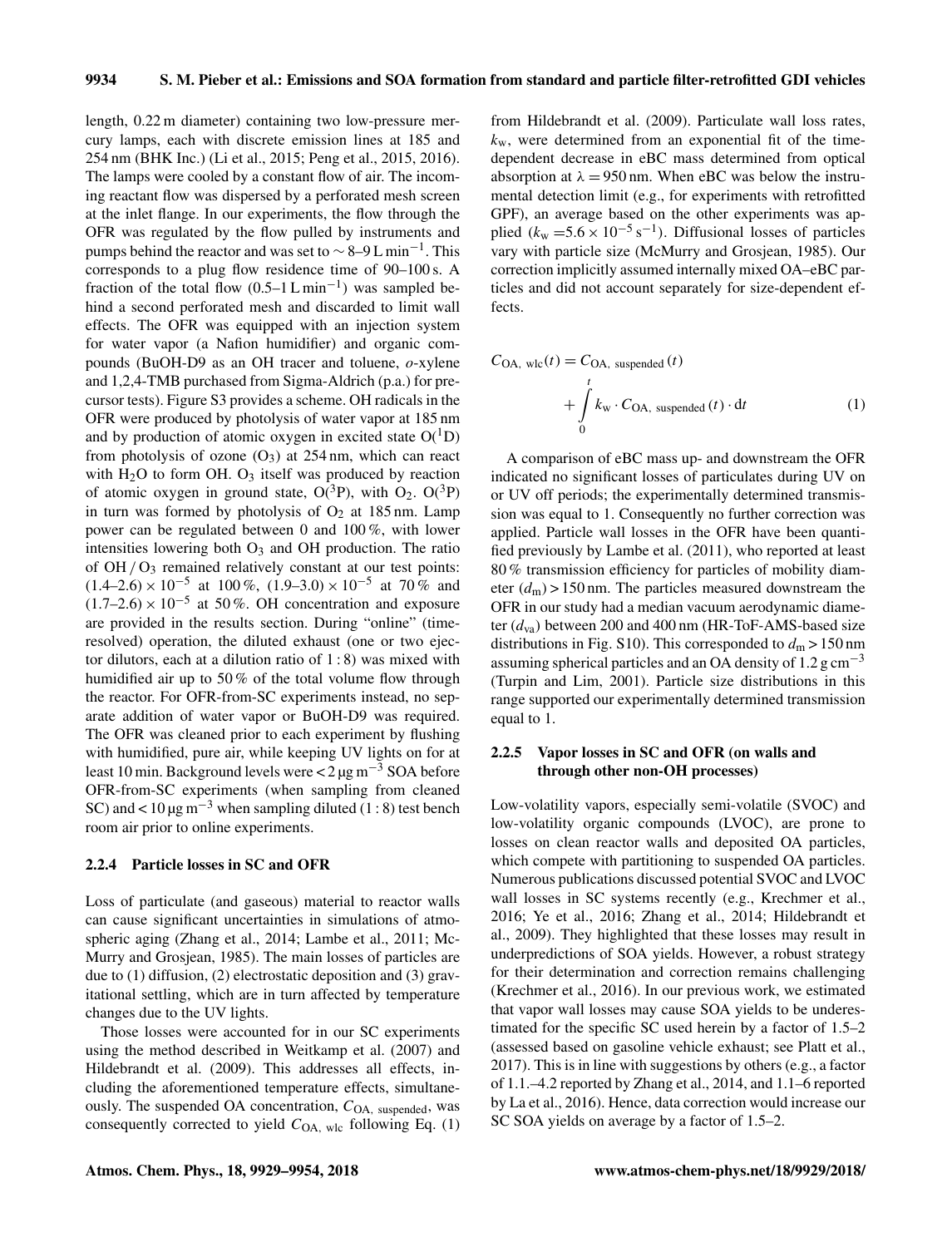length, 0.22 m diameter) containing two low-pressure mercury lamps, each with discrete emission lines at 185 and 254 nm (BHK Inc.) (Li et al., 2015; Peng et al., 2015, 2016). The lamps were cooled by a constant flow of air. The incoming reactant flow was dispersed by a perforated mesh screen at the inlet flange. In our experiments, the flow through the OFR was regulated by the flow pulled by instruments and pumps behind the reactor and was set to $\sim 8$–$9\,\mathrm{L\,min^{-1}}$. This corresponds to a plug flow residence time of 90–100 s. A fraction of the total flow ($0.5$–$1\,\mathrm{L\,min^{-1}}$) was sampled behind a second perforated mesh and discarded to limit wall effects. The OFR was equipped with an injection system for water vapor (a Nafion humidifier) and organic compounds (BuOH-D9 as an OH tracer and toluene, *o*-xylene and 1,2,4-TMB purchased from Sigma-Aldrich (p.a.) for precursor tests). Figure S3 provides a scheme. OH radicals in the OFR were produced by photolysis of water vapor at 185 nm and by production of atomic oxygen in excited state $O(^1D)$ from photolysis of ozone ($O_3$) at 254 nm, which can react with $H_2O$ to form OH. $O_3$ itself was produced by reaction of atomic oxygen in ground state, $O(^3P)$, with $O_2$. $O(^3P)$ in turn was formed by photolysis of $O_2$ at 185 nm. Lamp power can be regulated between 0 and 100 %, with lower intensities lowering both $O_3$ and OH production. The ratio of $OH/O_3$ remained relatively constant at our test points: $(1.4$–$2.6) \times 10^{-5}$ at 100 %, $(1.9$–$3.0) \times 10^{-5}$ at 70 % and $(1.7$–$2.6) \times 10^{-5}$ at 50 %. OH concentration and exposure are provided in the results section. During "online" (time-resolved) operation, the diluted exhaust (one or two ejector dilutors, each at a dilution ratio of 1 : 8) was mixed with humidified air up to 50 % of the total volume flow through the reactor. For OFR-from-SC experiments instead, no separate addition of water vapor or BuOH-D9 was required. The OFR was cleaned prior to each experiment by flushing with humidified, pure air, while keeping UV lights on for at least 10 min. Background levels were $< 2\,\mu\mathrm{g\,m^{-3}}$ SOA before OFR-from-SC experiments (when sampling from cleaned SC) and $< 10\,\mu\mathrm{g\,m^{-3}}$ when sampling diluted (1 : 8) test bench room air prior to online experiments.

#### 2.2.4 Particle losses in SC and OFR

Loss of particulate (and gaseous) material to reactor walls can cause significant uncertainties in simulations of atmospheric aging (Zhang et al., 2014; Lambe et al., 2011; McMurry and Grosjean, 1985). The main losses of particles are due to (1) diffusion, (2) electrostatic deposition and (3) gravitational settling, which are in turn affected by temperature changes due to the UV lights.

Those losses were accounted for in our SC experiments using the method described in Weitkamp et al. (2007) and Hildebrandt et al. (2009). This addresses all effects, including the aforementioned temperature effects, simultaneously. The suspended OA concentration, $C_{\mathrm{OA,\ suspended}}$, was consequently corrected to yield $C_{\mathrm{OA,\ wlc}}$ following Eq. (1) from Hildebrandt et al. (2009). Particulate wall loss rates, $k_{\mathrm{w}}$, were determined from an exponential fit of the time-dependent decrease in eBC mass determined from optical absorption at $\lambda = 950$ nm. When eBC was below the instrumental detection limit (e.g., for experiments with retrofitted GPF), an average based on the other experiments was applied ($k_{\mathrm{w}} = 5.6 \times 10^{-5}\,\mathrm{s^{-1}}$). Diffusional losses of particles vary with particle size (McMurry and Grosjean, 1985). Our correction implicitly assumed internally mixed OA–eBC particles and did not account separately for size-dependent effects.

$$C_{\mathrm{OA,\ wlc}}(t) = C_{\mathrm{OA,\ suspended}}(t) + \int_0^t k_{\mathrm{w}} \cdot C_{\mathrm{OA,\ suspended}}(t) \cdot \mathrm{d}t \tag{1}$$

A comparison of eBC mass up- and downstream the OFR indicated no significant losses of particulates during UV on or UV off periods; the experimentally determined transmission was equal to 1. Consequently no further correction was applied. Particle wall losses in the OFR have been quantified previously by Lambe et al. (2011), who reported at least 80 % transmission efficiency for particles of mobility diameter ($d_{\mathrm{m}}$) > 150 nm. The particles measured downstream the OFR in our study had a median vacuum aerodynamic diameter ($d_{\mathrm{va}}$) between 200 and 400 nm (HR-ToF-AMS-based size distributions in Fig. S10). This corresponded to $d_{\mathrm{m}} > 150$ nm assuming spherical particles and an OA density of $1.2\,\mathrm{g\,cm^{-3}}$ (Turpin and Lim, 2001). Particle size distributions in this range supported our experimentally determined transmission equal to 1.

#### 2.2.5 Vapor losses in SC and OFR (on walls and through other non-OH processes)

Low-volatility vapors, especially semi-volatile (SVOC) and low-volatility organic compounds (LVOC), are prone to losses on clean reactor walls and deposited OA particles, which compete with partitioning to suspended OA particles. Numerous publications discussed potential SVOC and LVOC wall losses in SC systems recently (e.g., Krechmer et al., 2016; Ye et al., 2016; Zhang et al., 2014; Hildebrandt et al., 2009). They highlighted that these losses may result in underpredictions of SOA yields. However, a robust strategy for their determination and correction remains challenging (Krechmer et al., 2016). In our previous work, we estimated that vapor wall losses may cause SOA yields to be underestimated for the specific SC used herein by a factor of 1.5–2 (assessed based on gasoline vehicle exhaust; see Platt et al., 2017). This is in line with suggestions by others (e.g., a factor of 1.1.–4.2 reported by Zhang et al., 2014, and 1.1–6 reported by La et al., 2016). Hence, data correction would increase our SC SOA yields on average by a factor of 1.5–2.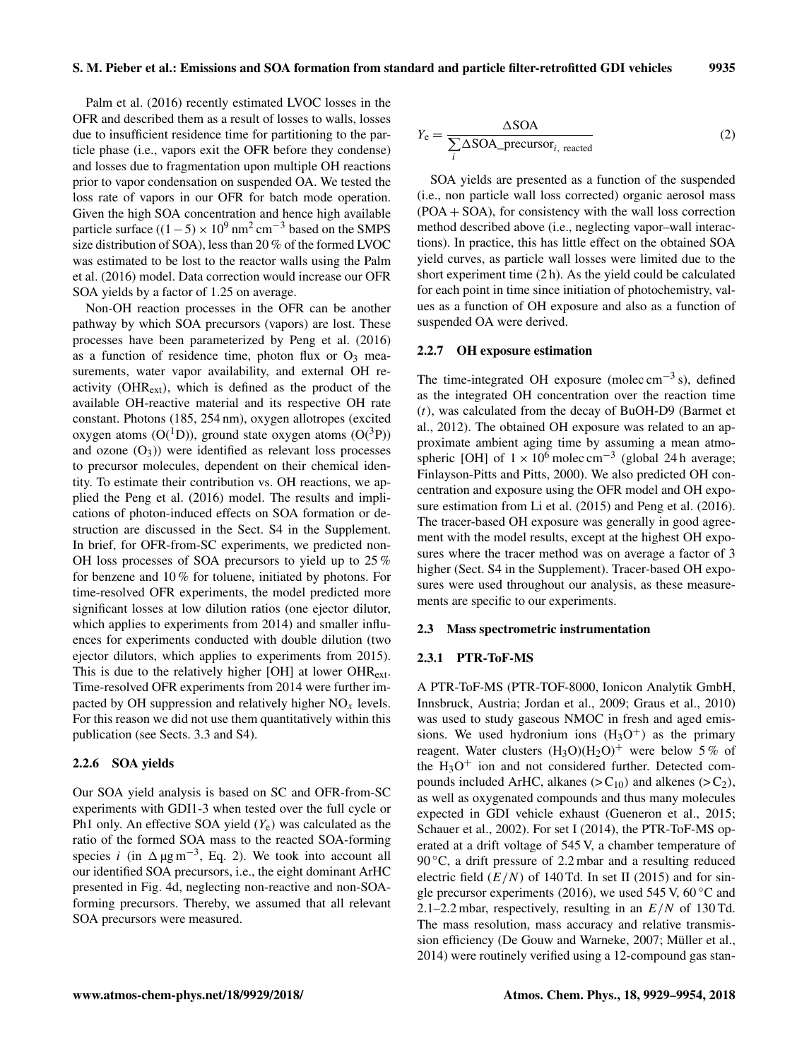Palm et al. (2016) recently estimated LVOC losses in the OFR and described them as a result of losses to walls, losses due to insufficient residence time for partitioning to the particle phase (i.e., vapors exit the OFR before they condense) and losses due to fragmentation upon multiple OH reactions prior to vapor condensation on suspended OA. We tested the loss rate of vapors in our OFR for batch mode operation. Given the high SOA concentration and hence high available particle surface ($(1-5) \times 10^9\ \mathrm{nm^2\,cm^{-3}}$ based on the SMPS size distribution of SOA), less than 20 % of the formed LVOC was estimated to be lost to the reactor walls using the Palm et al. (2016) model. Data correction would increase our OFR SOA yields by a factor of 1.25 on average.

Non-OH reaction processes in the OFR can be another pathway by which SOA precursors (vapors) are lost. These processes have been parameterized by Peng et al. (2016) as a function of residence time, photon flux or $O_3$ measurements, water vapor availability, and external OH reactivity ($OHR_{ext}$), which is defined as the product of the available OH-reactive material and its respective OH rate constant. Photons (185, 254 nm), oxygen allotropes (excited oxygen atoms ($O(^1D)$), ground state oxygen atoms ($O(^3P)$) and ozone ($O_3$)) were identified as relevant loss processes to precursor molecules, dependent on their chemical identity. To estimate their contribution vs. OH reactions, we applied the Peng et al. (2016) model. The results and implications of photon-induced effects on SOA formation or destruction are discussed in the Sect. S4 in the Supplement. In brief, for OFR-from-SC experiments, we predicted non-OH loss processes of SOA precursors to yield up to 25 % for benzene and 10 % for toluene, initiated by photons. For time-resolved OFR experiments, the model predicted more significant losses at low dilution ratios (one ejector dilutor, which applies to experiments from 2014) and smaller influences for experiments conducted with double dilution (two ejector dilutors, which applies to experiments from 2015). This is due to the relatively higher [OH] at lower $OHR_{ext}$. Time-resolved OFR experiments from 2014 were further impacted by OH suppression and relatively higher $NO_x$ levels. For this reason we did not use them quantitatively within this publication (see Sects. 3.3 and S4).

#### 2.2.6 SOA yields

Our SOA yield analysis is based on SC and OFR-from-SC experiments with GDI1-3 when tested over the full cycle or Ph1 only. An effective SOA yield ($Y_e$) was calculated as the ratio of the formed SOA mass to the reacted SOA-forming species $i$ (in $\Delta\,\mu\mathrm{g\,m^{-3}}$, Eq. 2). We took into account all our identified SOA precursors, i.e., the eight dominant ArHC presented in Fig. 4d, neglecting non-reactive and non-SOA-forming precursors. Thereby, we assumed that all relevant SOA precursors were measured.

$$Y_e = \frac{\Delta \mathrm{SOA}}{\sum_i \Delta \mathrm{SOA\_precursor}_{i,\ \mathrm{reacted}}} \tag{2}$$

SOA yields are presented as a function of the suspended (i.e., non particle wall loss corrected) organic aerosol mass (POA + SOA), for consistency with the wall loss correction method described above (i.e., neglecting vapor–wall interactions). In practice, this has little effect on the obtained SOA yield curves, as particle wall losses were limited due to the short experiment time (2 h). As the yield could be calculated for each point in time since initiation of photochemistry, values as a function of OH exposure and also as a function of suspended OA were derived.

#### 2.2.7 OH exposure estimation

The time-integrated OH exposure ($\mathrm{molec\,cm^{-3}\,s}$), defined as the integrated OH concentration over the reaction time ($t$), was calculated from the decay of BuOH-D9 (Barmet et al., 2012). The obtained OH exposure was related to an approximate ambient aging time by assuming a mean atmospheric [OH] of $1 \times 10^6\ \mathrm{molec\,cm^{-3}}$ (global 24 h average; Finlayson-Pitts and Pitts, 2000). We also predicted OH concentration and exposure using the OFR model and OH exposure estimation from Li et al. (2015) and Peng et al. (2016). The tracer-based OH exposure was generally in good agreement with the model results, except at the highest OH exposures where the tracer method was on average a factor of 3 higher (Sect. S4 in the Supplement). Tracer-based OH exposures were used throughout our analysis, as these measurements are specific to our experiments.

### 2.3 Mass spectrometric instrumentation

#### 2.3.1 PTR-ToF-MS

A PTR-ToF-MS (PTR-TOF-8000, Ionicon Analytik GmbH, Innsbruck, Austria; Jordan et al., 2009; Graus et al., 2010) was used to study gaseous NMOC in fresh and aged emissions. We used hydronium ions ($H_3O^+$) as the primary reagent. Water clusters $(H_3O)(H_2O)^+$ were below 5 % of the $H_3O^+$ ion and not considered further. Detected compounds included ArHC, alkanes ($>C_{10}$) and alkenes ($>C_2$), as well as oxygenated compounds and thus many molecules expected in GDI vehicle exhaust (Gueneron et al., 2015; Schauer et al., 2002). For set I (2014), the PTR-ToF-MS operated at a drift voltage of 545 V, a chamber temperature of 90 °C, a drift pressure of 2.2 mbar and a resulting reduced electric field ($E/N$) of 140 Td. In set II (2015) and for single precursor experiments (2016), we used 545 V, 60 °C and 2.1–2.2 mbar, respectively, resulting in an $E/N$ of 130 Td. The mass resolution, mass accuracy and relative transmission efficiency (De Gouw and Warneke, 2007; Müller et al., 2014) were routinely verified using a 12-compound gas stan-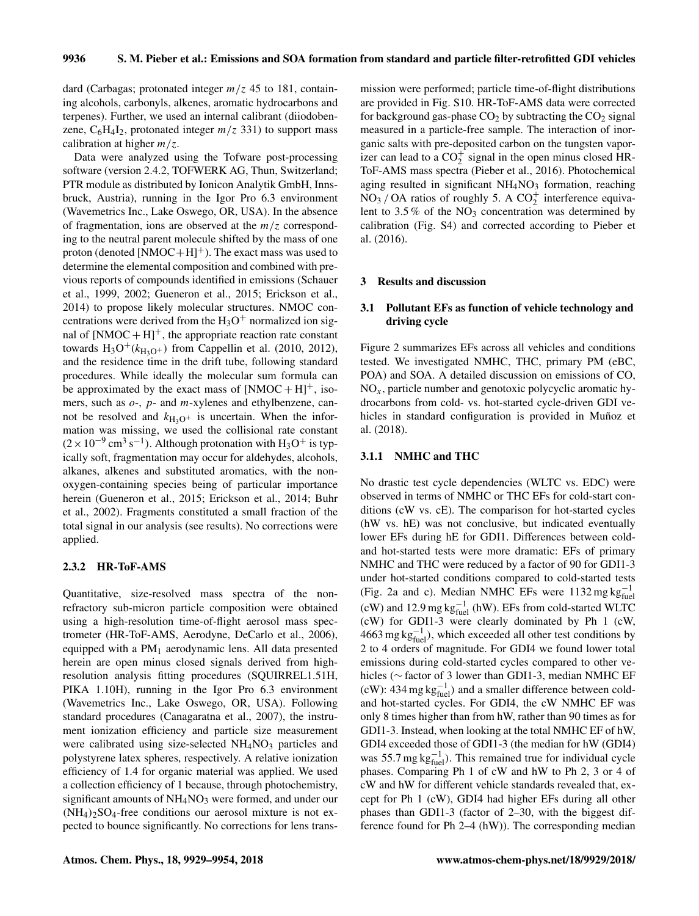dard (Carbagas; protonated integer $m/z$ 45 to 181, containing alcohols, carbonyls, alkenes, aromatic hydrocarbons and terpenes). Further, we used an internal calibrant (diiodobenzene, $C_6H_4I_2$, protonated integer $m/z$ 331) to support mass calibration at higher $m/z$.

Data were analyzed using the Tofware post-processing software (version 2.4.2, TOFWERK AG, Thun, Switzerland; PTR module as distributed by Ionicon Analytik GmbH, Innsbruck, Austria), running in the Igor Pro 6.3 environment (Wavemetrics Inc., Lake Oswego, OR, USA). In the absence of fragmentation, ions are observed at the $m/z$ corresponding to the neutral parent molecule shifted by the mass of one proton (denoted $[NMOC+H]^+$). The exact mass was used to determine the elemental composition and combined with previous reports of compounds identified in emissions (Schauer et al., 1999, 2002; Gueneron et al., 2015; Erickson et al., 2014) to propose likely molecular structures. NMOC concentrations were derived from the $H_3O^+$ normalized ion signal of $[NMOC+H]^+$, the appropriate reaction rate constant towards $H_3O^+ (k_{H_3O^+})$ from Cappellin et al. (2010, 2012), and the residence time in the drift tube, following standard procedures. While ideally the molecular sum formula can be approximated by the exact mass of $[NMOC+H]^+$, isomers, such as *o*-, *p*- and *m*-xylenes and ethylbenzene, cannot be resolved and $k_{H_3O^+}$ is uncertain. When the information was missing, we used the collisional rate constant ($2 \times 10^{-9}\,cm^3\,s^{-1}$). Although protonation with $H_3O^+$ is typically soft, fragmentation may occur for aldehydes, alcohols, alkanes, alkenes and substituted aromatics, with the non-oxygen-containing species being of particular importance herein (Gueneron et al., 2015; Erickson et al., 2014; Buhr et al., 2002). Fragments constituted a small fraction of the total signal in our analysis (see results). No corrections were applied.

#### 2.3.2 HR-ToF-AMS

Quantitative, size-resolved mass spectra of the non-refractory sub-micron particle composition were obtained using a high-resolution time-of-flight aerosol mass spectrometer (HR-ToF-AMS, Aerodyne, DeCarlo et al., 2006), equipped with a $PM_1$ aerodynamic lens. All data presented herein are open minus closed signals derived from high-resolution analysis fitting procedures (SQUIRREL1.51H, PIKA 1.10H), running in the Igor Pro 6.3 environment (Wavemetrics Inc., Lake Oswego, OR, USA). Following standard procedures (Canagaratna et al., 2007), the instrument ionization efficiency and particle size measurement were calibrated using size-selected $NH_4NO_3$ particles and polystyrene latex spheres, respectively. A relative ionization efficiency of 1.4 for organic material was applied. We used a collection efficiency of 1 because, through photochemistry, significant amounts of $NH_4NO_3$ were formed, and under our $(NH_4)_2SO_4$-free conditions our aerosol mixture is not expected to bounce significantly. No corrections for lens transmission were performed; particle time-of-flight distributions are provided in Fig. S10. HR-ToF-AMS data were corrected for background gas-phase $CO_2$ by subtracting the $CO_2$ signal measured in a particle-free sample. The interaction of inorganic salts with pre-deposited carbon on the tungsten vaporizer can lead to a $CO_2^+$ signal in the open minus closed HR-ToF-AMS mass spectra (Pieber et al., 2016). Photochemical aging resulted in significant $NH_4NO_3$ formation, reaching $NO_3$ / OA ratios of roughly 5. A $CO_2^+$ interference equivalent to 3.5 % of the $NO_3$ concentration was determined by calibration (Fig. S4) and corrected according to Pieber et al. (2016).

## 3 Results and discussion

### 3.1 Pollutant EFs as function of vehicle technology and driving cycle

Figure 2 summarizes EFs across all vehicles and conditions tested. We investigated NMHC, THC, primary PM (eBC, POA) and SOA. A detailed discussion on emissions of CO, $NO_x$, particle number and genotoxic polycyclic aromatic hydrocarbons from cold- vs. hot-started cycle-driven GDI vehicles in standard configuration is provided in Muñoz et al. (2018).

#### 3.1.1 NMHC and THC

No drastic test cycle dependencies (WLTC vs. EDC) were observed in terms of NMHC or THC EFs for cold-start conditions (cW vs. cE). The comparison for hot-started cycles (hW vs. hE) was not conclusive, but indicated eventually lower EFs during hE for GDI1. Differences between cold- and hot-started tests were more dramatic: EFs of primary NMHC and THC were reduced by a factor of 90 for GDI1-3 under hot-started conditions compared to cold-started tests (Fig. 2a and c). Median NMHC EFs were $1132\,mg\,kg_{fuel}^{-1}$ (cW) and $12.9\,mg\,kg_{fuel}^{-1}$ (hW). EFs from cold-started WLTC (cW) for GDI1-3 were clearly dominated by Ph 1 (cW, $4663\,mg\,kg_{fuel}^{-1}$), which exceeded all other test conditions by 2 to 4 orders of magnitude. For GDI4 we found lower total emissions during cold-started cycles compared to other vehicles (∼ factor of 3 lower than GDI1-3, median NMHC EF (cW): $434\,mg\,kg_{fuel}^{-1}$) and a smaller difference between cold- and hot-started cycles. For GDI4, the cW NMHC EF was only 8 times higher than from hW, rather than 90 times as for GDI1-3. Instead, when looking at the total NMHC EF of hW, GDI4 exceeded those of GDI1-3 (the median for hW (GDI4) was $55.7\,mg\,kg_{fuel}^{-1}$). This remained true for individual cycle phases. Comparing Ph 1 of cW and hW to Ph 2, 3 or 4 of cW and hW for different vehicle standards revealed that, except for Ph 1 (cW), GDI4 had higher EFs during all other phases than GDI1-3 (factor of 2–30, with the biggest difference found for Ph 2–4 (hW)). The corresponding median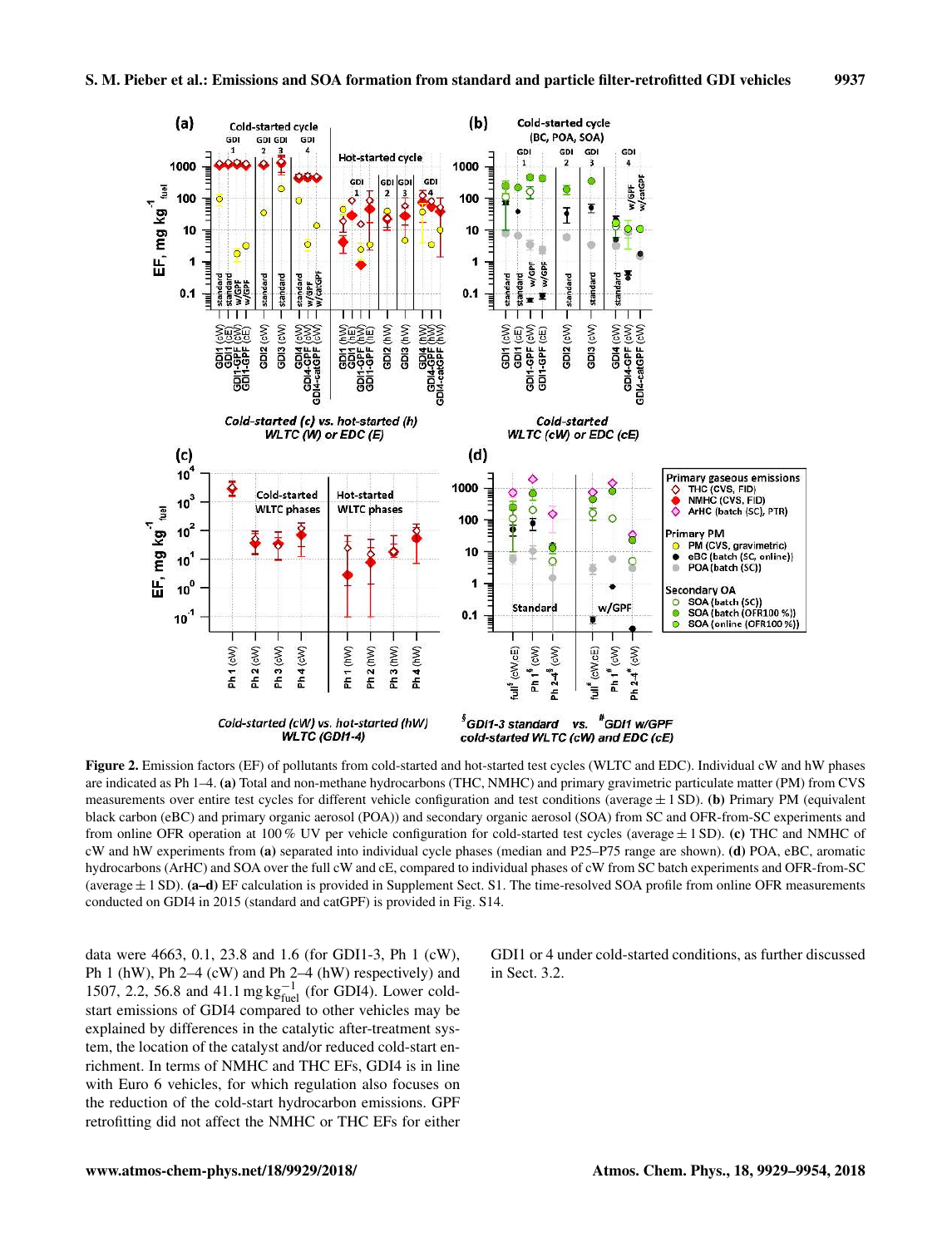Figure 2. Emission factors (EF) of pollutants from cold-started and hot-started test cycles (WLTC and EDC). Individual cW and hW phases are indicated as Ph 1–4. **(a)** Total and non-methane hydrocarbons (THC, NMHC) and primary gravimetric particulate matter (PM) from CVS measurements over entire test cycles for different vehicle configuration and test conditions (average ± 1 SD). **(b)** Primary PM (equivalent black carbon (eBC) and primary organic aerosol (POA)) and secondary organic aerosol (SOA) from SC and OFR-from-SC experiments and from online OFR operation at 100 % UV per vehicle configuration for cold-started test cycles (average ± 1 SD). **(c)** THC and NMHC of cW and hW experiments from **(a)** separated into individual cycle phases (median and P25–P75 range are shown). **(d)** POA, eBC, aromatic hydrocarbons (ArHC) and SOA over the full cW and cE, compared to individual phases of cW from SC batch experiments and OFR-from-SC (average ± 1 SD). **(a–d)** EF calculation is provided in Supplement Sect. S1. The time-resolved SOA profile from online OFR measurements conducted on GDI4 in 2015 (standard and catGPF) is provided in Fig. S14.

data were 4663, 0.1, 23.8 and 1.6 (for GDI1-3, Ph 1 (cW), Ph 1 (hW), Ph 2–4 (cW) and Ph 2–4 (hW) respectively) and 1507, 2.2, 56.8 and 41.1 $mg\,kg_{fuel}^{-1}$ (for GDI4). Lower cold-start emissions of GDI4 compared to other vehicles may be explained by differences in the catalytic after-treatment system, the location of the catalyst and/or reduced cold-start enrichment. In terms of NMHC and THC EFs, GDI4 is in line with Euro 6 vehicles, for which regulation also focuses on the reduction of the cold-start hydrocarbon emissions. GPF retrofitting did not affect the NMHC or THC EFs for either GDI1 or 4 under cold-started conditions, as further discussed in Sect. 3.2.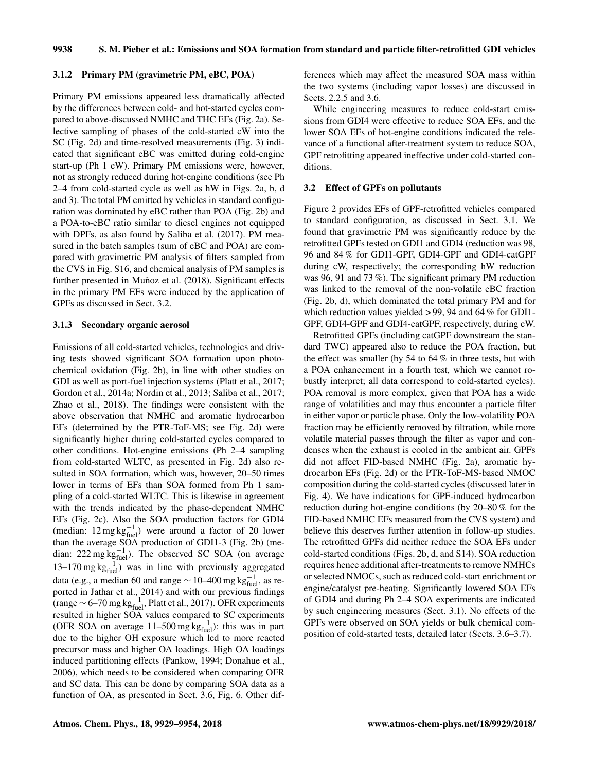### 3.1.2 Primary PM (gravimetric PM, eBC, POA)

Primary PM emissions appeared less dramatically affected by the differences between cold- and hot-started cycles compared to above-discussed NMHC and THC EFs (Fig. 2a). Selective sampling of phases of the cold-started cW into the SC (Fig. 2d) and time-resolved measurements (Fig. 3) indicated that significant eBC was emitted during cold-engine start-up (Ph 1 cW). Primary PM emissions were, however, not as strongly reduced during hot-engine conditions (see Ph 2–4 from cold-started cycle as well as hW in Figs. 2a, b, d and 3). The total PM emitted by vehicles in standard configuration was dominated by eBC rather than POA (Fig. 2b) and a POA-to-eBC ratio similar to diesel engines not equipped with DPFs, as also found by Saliba et al. (2017). PM measured in the batch samples (sum of eBC and POA) are compared with gravimetric PM analysis of filters sampled from the CVS in Fig. S16, and chemical analysis of PM samples is further presented in Muñoz et al. (2018). Significant effects in the primary PM EFs were induced by the application of GPFs as discussed in Sect. 3.2.

### 3.1.3 Secondary organic aerosol

Emissions of all cold-started vehicles, technologies and driving tests showed significant SOA formation upon photochemical oxidation (Fig. 2b), in line with other studies on GDI as well as port-fuel injection systems (Platt et al., 2017; Gordon et al., 2014a; Nordin et al., 2013; Saliba et al., 2017; Zhao et al., 2018). The findings were consistent with the above observation that NMHC and aromatic hydrocarbon EFs (determined by the PTR-ToF-MS; see Fig. 2d) were significantly higher during cold-started cycles compared to other conditions. Hot-engine emissions (Ph 2–4 sampling from cold-started WLTC, as presented in Fig. 2d) also resulted in SOA formation, which was, however, 20–50 times lower in terms of EFs than SOA formed from Ph 1 sampling of a cold-started WLTC. This is likewise in agreement with the trends indicated by the phase-dependent NMHC EFs (Fig. 2c). Also the SOA production factors for GDI4 (median: $12\,\mathrm{mg\,kg_{fuel}^{-1}}$) were around a factor of 20 lower than the average SOA production of GDI1-3 (Fig. 2b) (median: $222\,\mathrm{mg\,kg_{fuel}^{-1}}$). The observed SC SOA (on average 13–170 $\mathrm{mg\,kg_{fuel}^{-1}}$) was in line with previously aggregated data (e.g., a median 60 and range $\sim$ 10–400 $\mathrm{mg\,kg_{fuel}^{-1}}$, as reported in Jathar et al., 2014) and with our previous findings (range $\sim$ 6–70 $\mathrm{mg\,kg_{fuel}^{-1}}$, Platt et al., 2017). OFR experiments resulted in higher SOA values compared to SC experiments (OFR SOA on average 11–500 $\mathrm{mg\,kg_{fuel}^{-1}}$): this was in part due to the higher OH exposure which led to more reacted precursor mass and higher OA loadings. High OA loadings induced partitioning effects (Pankow, 1994; Donahue et al., 2006), which needs to be considered when comparing OFR and SC data. This can be done by comparing SOA data as a function of OA, as presented in Sect. 3.6, Fig. 6. Other differences which may affect the measured SOA mass within the two systems (including vapor losses) are discussed in Sects. 2.2.5 and 3.6.

While engineering measures to reduce cold-start emissions from GDI4 were effective to reduce SOA EFs, and the lower SOA EFs of hot-engine conditions indicated the relevance of a functional after-treatment system to reduce SOA, GPF retrofitting appeared ineffective under cold-started conditions.

## 3.2 Effect of GPFs on pollutants

Figure 2 provides EFs of GPF-retrofitted vehicles compared to standard configuration, as discussed in Sect. 3.1. We found that gravimetric PM was significantly reduce by the retrofitted GPFs tested on GDI1 and GDI4 (reduction was 98, 96 and 84 % for GDI1-GPF, GDI4-GPF and GDI4-catGPF during cW, respectively; the corresponding hW reduction was 96, 91 and 73 %). The significant primary PM reduction was linked to the removal of the non-volatile eBC fraction (Fig. 2b, d), which dominated the total primary PM and for which reduction values yielded >99, 94 and 64 % for GDI1-GPF, GDI4-GPF and GDI4-catGPF, respectively, during cW.

Retrofitted GPFs (including catGPF downstream the standard TWC) appeared also to reduce the POA fraction, but the effect was smaller (by 54 to 64 % in three tests, but with a POA enhancement in a fourth test, which we cannot robustly interpret; all data correspond to cold-started cycles). POA removal is more complex, given that POA has a wide range of volatilities and may thus encounter a particle filter in either vapor or particle phase. Only the low-volatility POA fraction may be efficiently removed by filtration, while more volatile material passes through the filter as vapor and condenses when the exhaust is cooled in the ambient air. GPFs did not affect FID-based NMHC (Fig. 2a), aromatic hydrocarbon EFs (Fig. 2d) or the PTR-ToF-MS-based NMOC composition during the cold-started cycles (discussed later in Fig. 4). We have indications for GPF-induced hydrocarbon reduction during hot-engine conditions (by 20–80 % for the FID-based NMHC EFs measured from the CVS system) and believe this deserves further attention in follow-up studies. The retrofitted GPFs did neither reduce the SOA EFs under cold-started conditions (Figs. 2b, d, and S14). SOA reduction requires hence additional after-treatments to remove NMHCs or selected NMOCs, such as reduced cold-start enrichment or engine/catalyst pre-heating. Significantly lowered SOA EFs of GDI4 and during Ph 2–4 SOA experiments are indicated by such engineering measures (Sect. 3.1). No effects of the GPFs were observed on SOA yields or bulk chemical composition of cold-started tests, detailed later (Sects. 3.6–3.7).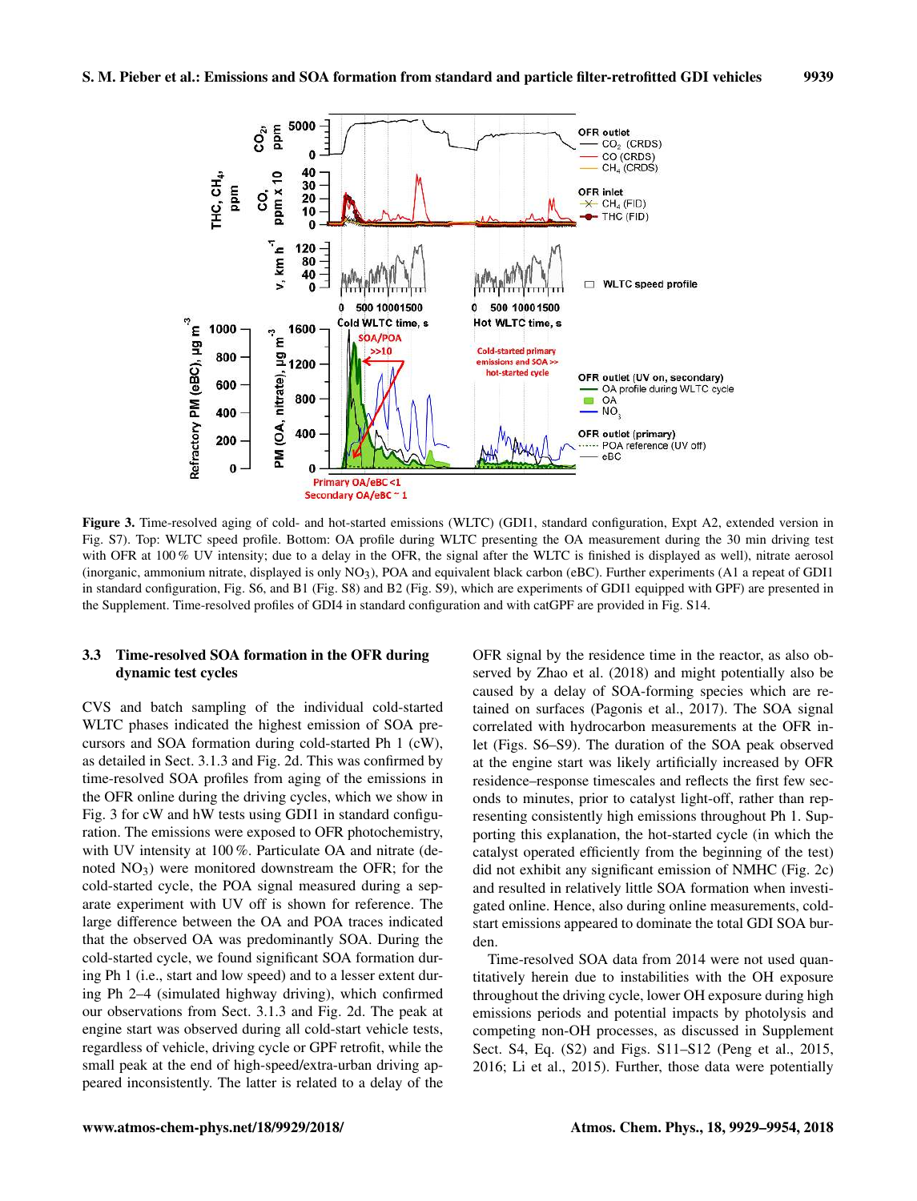**Figure 3.** Time-resolved aging of cold- and hot-started emissions (WLTC) (GDI1, standard configuration, Expt A2, extended version in Fig. S7). Top: WLTC speed profile. Bottom: OA profile during WLTC presenting the OA measurement during the 30 min driving test with OFR at 100 % UV intensity; due to a delay in the OFR, the signal after the WLTC is finished is displayed as well), nitrate aerosol (inorganic, ammonium nitrate, displayed is only $NO_3$), POA and equivalent black carbon (eBC). Further experiments (A1 a repeat of GDI1 in standard configuration, Fig. S6, and B1 (Fig. S8) and B2 (Fig. S9), which are experiments of GDI1 equipped with GPF) are presented in the Supplement. Time-resolved profiles of GDI4 in standard configuration and with catGPF are provided in Fig. S14.

### 3.3 Time-resolved SOA formation in the OFR during dynamic test cycles

CVS and batch sampling of the individual cold-started WLTC phases indicated the highest emission of SOA precursors and SOA formation during cold-started Ph 1 (cW), as detailed in Sect. 3.1.3 and Fig. 2d. This was confirmed by time-resolved SOA profiles from aging of the emissions in the OFR online during the driving cycles, which we show in Fig. 3 for cW and hW tests using GDI1 in standard configuration. The emissions were exposed to OFR photochemistry, with UV intensity at 100 %. Particulate OA and nitrate (denoted $NO_3$) were monitored downstream the OFR; for the cold-started cycle, the POA signal measured during a separate experiment with UV off is shown for reference. The large difference between the OA and POA traces indicated that the observed OA was predominantly SOA. During the cold-started cycle, we found significant SOA formation during Ph 1 (i.e., start and low speed) and to a lesser extent during Ph 2–4 (simulated highway driving), which confirmed our observations from Sect. 3.1.3 and Fig. 2d. The peak at engine start was observed during all cold-start vehicle tests, regardless of vehicle, driving cycle or GPF retrofit, while the small peak at the end of high-speed/extra-urban driving appeared inconsistently. The latter is related to a delay of the OFR signal by the residence time in the reactor, as also observed by Zhao et al. (2018) and might potentially also be caused by a delay of SOA-forming species which are retained on surfaces (Pagonis et al., 2017). The SOA signal correlated with hydrocarbon measurements at the OFR inlet (Figs. S6–S9). The duration of the SOA peak observed at the engine start was likely artificially increased by OFR residence–response timescales and reflects the first few seconds to minutes, prior to catalyst light-off, rather than representing consistently high emissions throughout Ph 1. Supporting this explanation, the hot-started cycle (in which the catalyst operated efficiently from the beginning of the test) did not exhibit any significant emission of NMHC (Fig. 2c) and resulted in relatively little SOA formation when investigated online. Hence, also during online measurements, cold-start emissions appeared to dominate the total GDI SOA burden.

Time-resolved SOA data from 2014 were not used quantitatively herein due to instabilities with the OH exposure throughout the driving cycle, lower OH exposure during high emissions periods and potential impacts by photolysis and competing non-OH processes, as discussed in Supplement Sect. S4, Eq. (S2) and Figs. S11–S12 (Peng et al., 2015, 2016; Li et al., 2015). Further, those data were potentially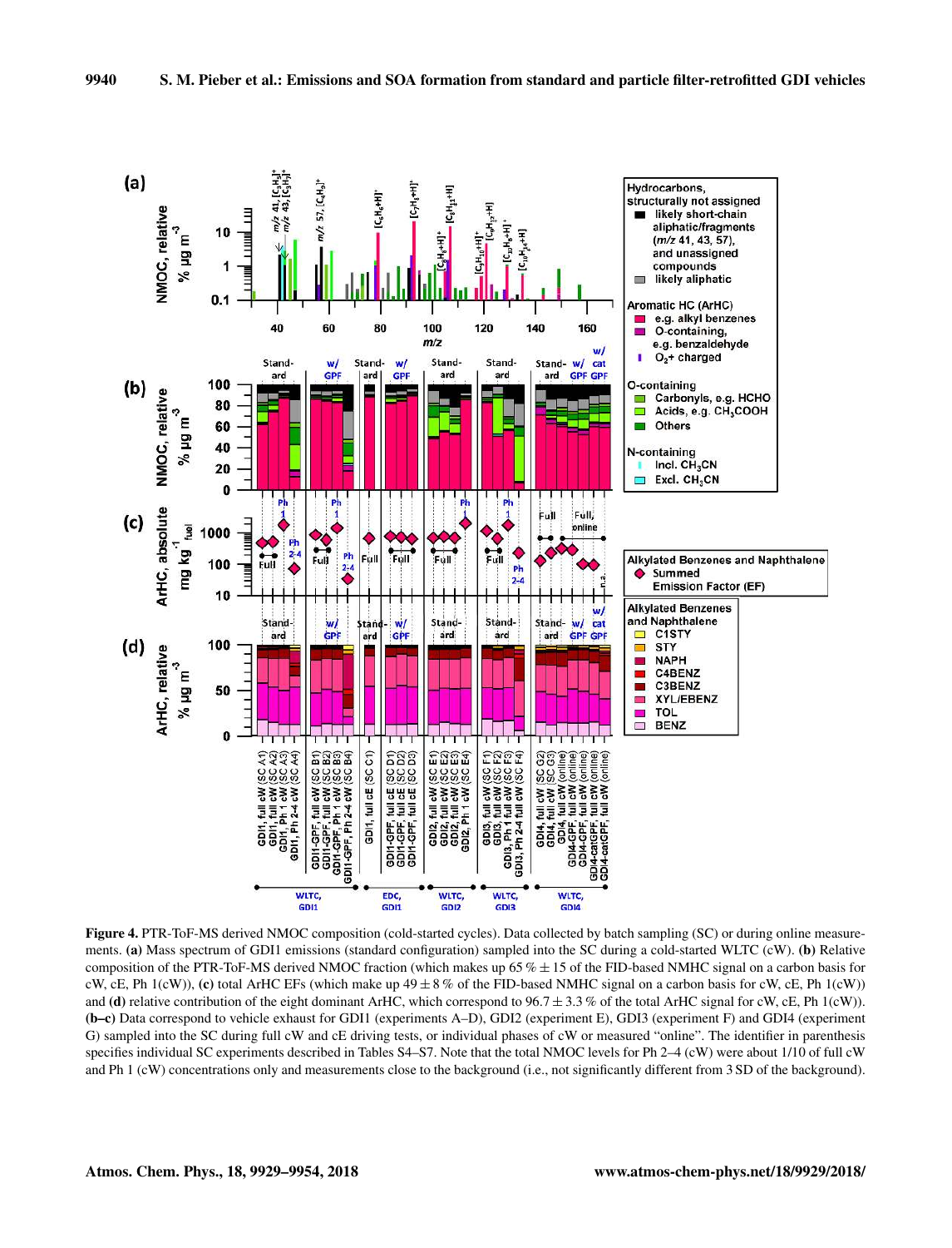**Figure 4.** PTR-ToF-MS derived NMOC composition (cold-started cycles). Data collected by batch sampling (SC) or during online measurements. **(a)** Mass spectrum of GDI1 emissions (standard configuration) sampled into the SC during a cold-started WLTC (cW). **(b)** Relative composition of the PTR-ToF-MS derived NMOC fraction (which makes up 65 % ± 15 of the FID-based NMHC signal on a carbon basis for cW, cE, Ph 1(cW)), **(c)** total ArHC EFs (which make up 49 ± 8 % of the FID-based NMHC signal on a carbon basis for cW, cE, Ph 1(cW)) and **(d)** relative contribution of the eight dominant ArHC, which correspond to 96.7 ± 3.3 % of the total ArHC signal for cW, cE, Ph 1(cW)). **(b–c)** Data correspond to vehicle exhaust for GDI1 (experiments A–D), GDI2 (experiment E), GDI3 (experiment F) and GDI4 (experiment G) sampled into the SC during full cW and cE driving tests, or individual phases of cW or measured "online". The identifier in parenthesis specifies individual SC experiments described in Tables S4–S7. Note that the total NMOC levels for Ph 2–4 (cW) were about 1/10 of full cW and Ph 1 (cW) concentrations only and measurements close to the background (i.e., not significantly different from 3 SD of the background).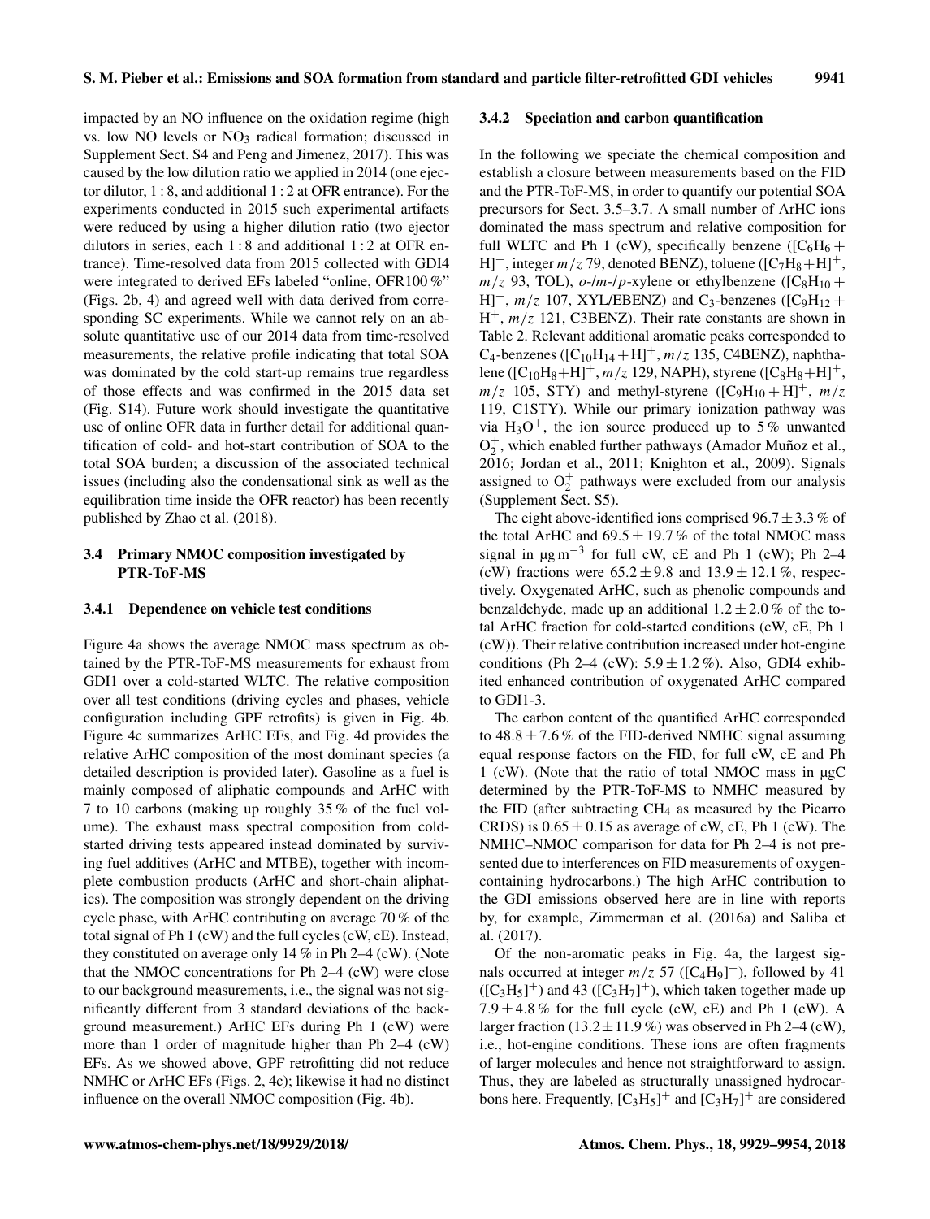impacted by an NO influence on the oxidation regime (high vs. low NO levels or $NO_3$ radical formation; discussed in Supplement Sect. S4 and Peng and Jimenez, 2017). This was caused by the low dilution ratio we applied in 2014 (one ejector dilutor, 1 : 8, and additional 1 : 2 at OFR entrance). For the experiments conducted in 2015 such experimental artifacts were reduced by using a higher dilution ratio (two ejector dilutors in series, each 1 : 8 and additional 1 : 2 at OFR entrance). Time-resolved data from 2015 collected with GDI4 were integrated to derived EFs labeled "online, OFR100 %" (Figs. 2b, 4) and agreed well with data derived from corresponding SC experiments. While we cannot rely on an absolute quantitative use of our 2014 data from time-resolved measurements, the relative profile indicating that total SOA was dominated by the cold start-up remains true regardless of those effects and was confirmed in the 2015 data set (Fig. S14). Future work should investigate the quantitative use of online OFR data in further detail for additional quantification of cold- and hot-start contribution of SOA to the total SOA burden; a discussion of the associated technical issues (including also the condensational sink as well as the equilibration time inside the OFR reactor) has been recently published by Zhao et al. (2018).

### 3.4 Primary NMOC composition investigated by PTR-ToF-MS

#### 3.4.1 Dependence on vehicle test conditions

Figure 4a shows the average NMOC mass spectrum as obtained by the PTR-ToF-MS measurements for exhaust from GDI1 over a cold-started WLTC. The relative composition over all test conditions (driving cycles and phases, vehicle configuration including GPF retrofits) is given in Fig. 4b. Figure 4c summarizes ArHC EFs, and Fig. 4d provides the relative ArHC composition of the most dominant species (a detailed description is provided later). Gasoline as a fuel is mainly composed of aliphatic compounds and ArHC with 7 to 10 carbons (making up roughly 35 % of the fuel volume). The exhaust mass spectral composition from cold-started driving tests appeared instead dominated by surviving fuel additives (ArHC and MTBE), together with incomplete combustion products (ArHC and short-chain aliphatics). The composition was strongly dependent on the driving cycle phase, with ArHC contributing on average 70 % of the total signal of Ph 1 (cW) and the full cycles (cW, cE). Instead, they constituted on average only 14 % in Ph 2–4 (cW). (Note that the NMOC concentrations for Ph 2–4 (cW) were close to our background measurements, i.e., the signal was not significantly different from 3 standard deviations of the background measurement.) ArHC EFs during Ph 1 (cW) were more than 1 order of magnitude higher than Ph 2–4 (cW) EFs. As we showed above, GPF retrofitting did not reduce NMHC or ArHC EFs (Figs. 2, 4c); likewise it had no distinct influence on the overall NMOC composition (Fig. 4b).

#### 3.4.2 Speciation and carbon quantification

In the following we speciate the chemical composition and establish a closure between measurements based on the FID and the PTR-ToF-MS, in order to quantify our potential SOA precursors for Sect. 3.5–3.7. A small number of ArHC ions dominated the mass spectrum and relative composition for full WLTC and Ph 1 (cW), specifically benzene ($[C_6H_6+H]^+$, integer $m/z$ 79, denoted BENZ), toluene ($[C_7H_8+H]^+$, $m/z$ 93, TOL), *o*-/*m*-/*p*-xylene or ethylbenzene ($[C_8H_{10}+H]^+$, $m/z$ 107, XYL/EBENZ) and $C_3$-benzenes ($[C_9H_{12}+H^+$, $m/z$ 121, C3BENZ). Their rate constants are shown in Table 2. Relevant additional aromatic peaks corresponded to $C_4$-benzenes ($[C_{10}H_{14}+H]^+$, $m/z$ 135, C4BENZ), naphthalene ($[C_{10}H_8+H]^+$, $m/z$ 129, NAPH), styrene ($[C_8H_8+H]^+$, $m/z$ 105, STY) and methyl-styrene ($[C_9H_{10}+H]^+$, $m/z$ 119, C1STY). While our primary ionization pathway was via $H_3O^+$, the ion source produced up to 5 % unwanted $O_2^+$, which enabled further pathways (Amador Muñoz et al., 2016; Jordan et al., 2011; Knighton et al., 2009). Signals assigned to $O_2^+$ pathways were excluded from our analysis (Supplement Sect. S5).

The eight above-identified ions comprised $96.7 \pm 3.3$ % of the total ArHC and $69.5 \pm 19.7$ % of the total NMOC mass signal in $\mu g\, m^{-3}$ for full cW, cE and Ph 1 (cW); Ph 2–4 (cW) fractions were $65.2 \pm 9.8$ and $13.9 \pm 12.1$ %, respectively. Oxygenated ArHC, such as phenolic compounds and benzaldehyde, made up an additional $1.2 \pm 2.0$ % of the total ArHC fraction for cold-started conditions (cW, cE, Ph 1 (cW)). Their relative contribution increased under hot-engine conditions (Ph 2–4 (cW): $5.9 \pm 1.2$ %). Also, GDI4 exhibited enhanced contribution of oxygenated ArHC compared to GDI1-3.

The carbon content of the quantified ArHC corresponded to $48.8 \pm 7.6$ % of the FID-derived NMHC signal assuming equal response factors on the FID, for full cW, cE and Ph 1 (cW). (Note that the ratio of total NMOC mass in µgC determined by the PTR-ToF-MS to NMHC measured by the FID (after subtracting $CH_4$ as measured by the Picarro CRDS) is $0.65 \pm 0.15$ as average of cW, cE, Ph 1 (cW). The NMHC–NMOC comparison for data for Ph 2–4 is not presented due to interferences on FID measurements of oxygen-containing hydrocarbons.) The high ArHC contribution to the GDI emissions observed here are in line with reports by, for example, Zimmerman et al. (2016a) and Saliba et al. (2017).

Of the non-aromatic peaks in Fig. 4a, the largest signals occurred at integer $m/z$ 57 ($[C_4H_9]^+$), followed by 41 ($[C_3H_5]^+$) and 43 ($[C_3H_7]^+$), which taken together made up $7.9 \pm 4.8$ % for the full cycle (cW, cE) and Ph 1 (cW). A larger fraction ($13.2 \pm 11.9$ %) was observed in Ph 2–4 (cW), i.e., hot-engine conditions. These ions are often fragments of larger molecules and hence not straightforward to assign. Thus, they are labeled as structurally unassigned hydrocarbons here. Frequently, $[C_3H_5]^+$ and $[C_3H_7]^+$ are considered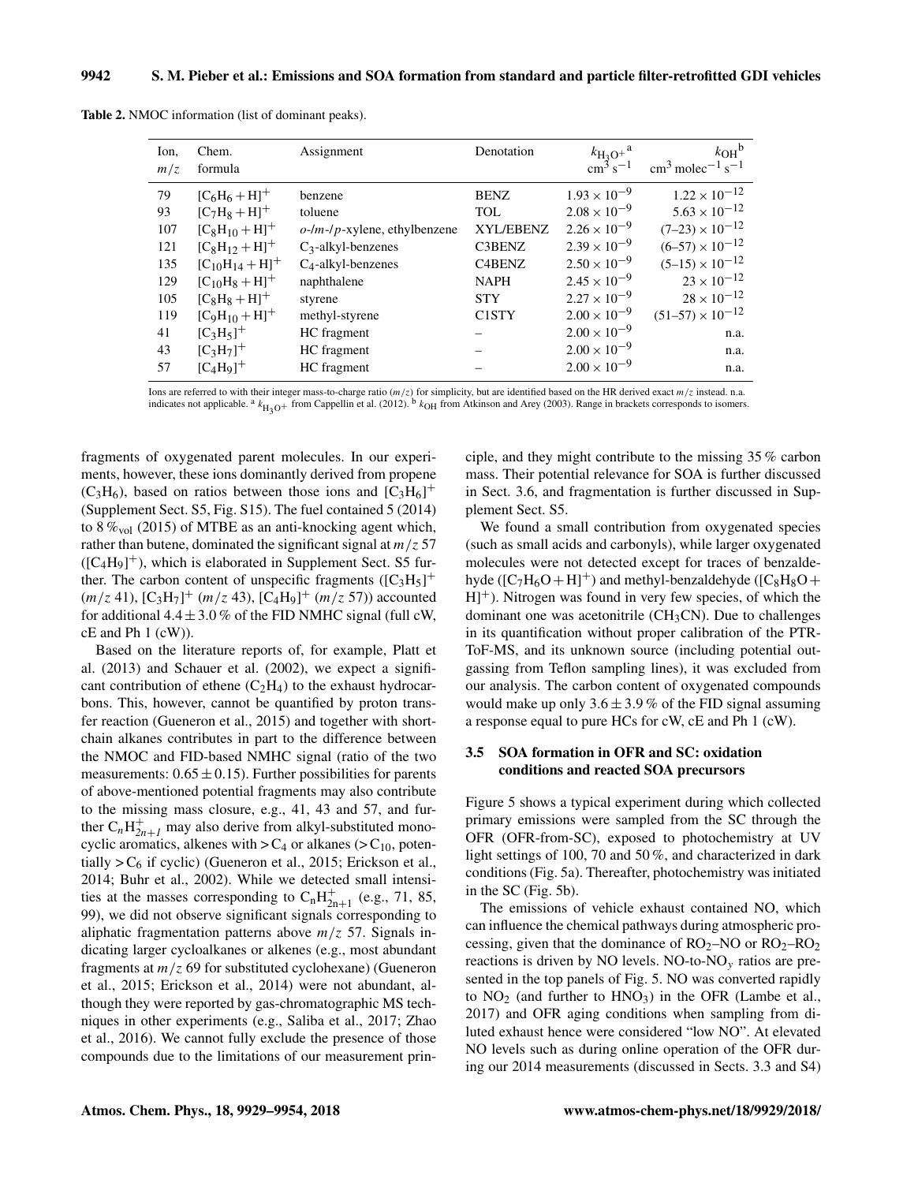**Table 2.** NMOC information (list of dominant peaks).

| Ion, $m/z$ | Chem. formula | Assignment | Denotation | $k_{H_3O^+}$[a] $cm^3\,s^{-1}$ | $k_{OH}$[b] $cm^3\,molec^{-1}\,s^{-1}$ |
|---|---|---|---|---|---|
| 79 | $[C_6H_6+H]^+$ | benzene | BENZ | $1.93\times10^{-9}$ | $1.22\times10^{-12}$ |
| 93 | $[C_7H_8+H]^+$ | toluene | TOL | $2.08\times10^{-9}$ | $5.63\times10^{-12}$ |
| 107 | $[C_8H_{10}+H]^+$ | *o*-/*m*-/*p*-xylene, ethylbenzene | XYL/EBENZ | $2.26\times10^{-9}$ | $(7\text{–}23)\times10^{-12}$ |
| 121 | $[C_8H_{12}+H]^+$ | $C_3$-alkyl-benzenes | C3BENZ | $2.39\times10^{-9}$ | $(6\text{–}57)\times10^{-12}$ |
| 135 | $[C_{10}H_{14}+H]^+$ | $C_4$-alkyl-benzenes | C4BENZ | $2.50\times10^{-9}$ | $(5\text{–}15)\times10^{-12}$ |
| 129 | $[C_{10}H_8+H]^+$ | naphthalene | NAPH | $2.45\times10^{-9}$ | $23\times10^{-12}$ |
| 105 | $[C_8H_8+H]^+$ | styrene | STY | $2.27\times10^{-9}$ | $28\times10^{-12}$ |
| 119 | $[C_9H_{10}+H]^+$ | methyl-styrene | C1STY | $2.00\times10^{-9}$ | $(51\text{–}57)\times10^{-12}$ |
| 41 | $[C_3H_5]^+$ | HC fragment | – | $2.00\times10^{-9}$ | n.a. |
| 43 | $[C_3H_7]^+$ | HC fragment | – | $2.00\times10^{-9}$ | n.a. |
| 57 | $[C_4H_9]^+$ | HC fragment | – | $2.00\times10^{-9}$ | n.a. |

Ions are referred to with their integer mass-to-charge ratio ($m/z$) for simplicity, but are identified based on the HR derived exact $m/z$ instead. n.a. indicates not applicable. [a] $k_{H_3O^+}$ from Cappellin et al. (2012). [b] $k_{OH}$ from Atkinson and Arey (2003). Range in brackets corresponds to isomers.

fragments of oxygenated parent molecules. In our experiments, however, these ions dominantly derived from propene ($C_3H_6$), based on ratios between those ions and $[C_3H_6]^+$ (Supplement Sect. S5, Fig. S15). The fuel contained 5 (2014) to 8 $\%_{vol}$ (2015) of MTBE as an anti-knocking agent which, rather than butene, dominated the significant signal at $m/z$ 57 ($[C_4H_9]^+$), which is elaborated in Supplement Sect. S5 further. The carbon content of unspecific fragments ($[C_3H_5]^+$ ($m/z$ 41), $[C_3H_7]^+$ ($m/z$ 43), $[C_4H_9]^+$ ($m/z$ 57)) accounted for additional $4.4\pm3.0$ % of the FID NMHC signal (full cW, cE and Ph 1 (cW)).

Based on the literature reports of, for example, Platt et al. (2013) and Schauer et al. (2002), we expect a significant contribution of ethene ($C_2H_4$) to the exhaust hydrocarbons. This, however, cannot be quantified by proton transfer reaction (Gueneron et al., 2015) and together with short-chain alkanes contributes in part to the difference between the NMOC and FID-based NMHC signal (ratio of the two measurements: $0.65\pm0.15$). Further possibilities for parents of above-mentioned potential fragments may also contribute to the missing mass closure, e.g., 41, 43 and 57, and further $C_nH^+_{2n+1}$ may also derive from alkyl-substituted monocyclic aromatics, alkenes with $>C_4$ or alkanes ($>C_{10}$, potentially $>C_6$ if cyclic) (Gueneron et al., 2015; Erickson et al., 2014; Buhr et al., 2002). While we detected small intensities at the masses corresponding to $C_nH^+_{2n+1}$ (e.g., 71, 85, 99), we did not observe significant signals corresponding to aliphatic fragmentation patterns above $m/z$ 57. Signals indicating larger cycloalkanes or alkenes (e.g., most abundant fragments at $m/z$ 69 for substituted cyclohexane) (Gueneron et al., 2015; Erickson et al., 2014) were not abundant, although they were reported by gas-chromatographic MS techniques in other experiments (e.g., Saliba et al., 2017; Zhao et al., 2016). We cannot fully exclude the presence of those compounds due to the limitations of our measurement principle, and they might contribute to the missing 35 % carbon mass. Their potential relevance for SOA is further discussed in Sect. 3.6, and fragmentation is further discussed in Supplement Sect. S5.

We found a small contribution from oxygenated species (such as small acids and carbonyls), while larger oxygenated molecules were not detected except for traces of benzaldehyde ($[C_7H_6O+H]^+$) and methyl-benzaldehyde ($[C_8H_8O+H]^+$). Nitrogen was found in very few species, of which the dominant one was acetonitrile ($CH_3CN$). Due to challenges in its quantification without proper calibration of the PTR-ToF-MS, and its unknown source (including potential outgassing from Teflon sampling lines), it was excluded from our analysis. The carbon content of oxygenated compounds would make up only $3.6\pm3.9$ % of the FID signal assuming a response equal to pure HCs for cW, cE and Ph 1 (cW).

### 3.5 SOA formation in OFR and SC: oxidation conditions and reacted SOA precursors

Figure 5 shows a typical experiment during which collected primary emissions were sampled from the SC through the OFR (OFR-from-SC), exposed to photochemistry at UV light settings of 100, 70 and 50 %, and characterized in dark conditions (Fig. 5a). Thereafter, photochemistry was initiated in the SC (Fig. 5b).

The emissions of vehicle exhaust contained NO, which can influence the chemical pathways during atmospheric processing, given that the dominance of $RO_2$–NO or $RO_2$–$RO_2$ reactions is driven by NO levels. NO-to-$NO_y$ ratios are presented in the top panels of Fig. 5. NO was converted rapidly to $NO_2$ (and further to $HNO_3$) in the OFR (Lambe et al., 2017) and OFR aging conditions when sampling from diluted exhaust hence were considered "low NO". At elevated NO levels such as during online operation of the OFR during our 2014 measurements (discussed in Sects. 3.3 and S4)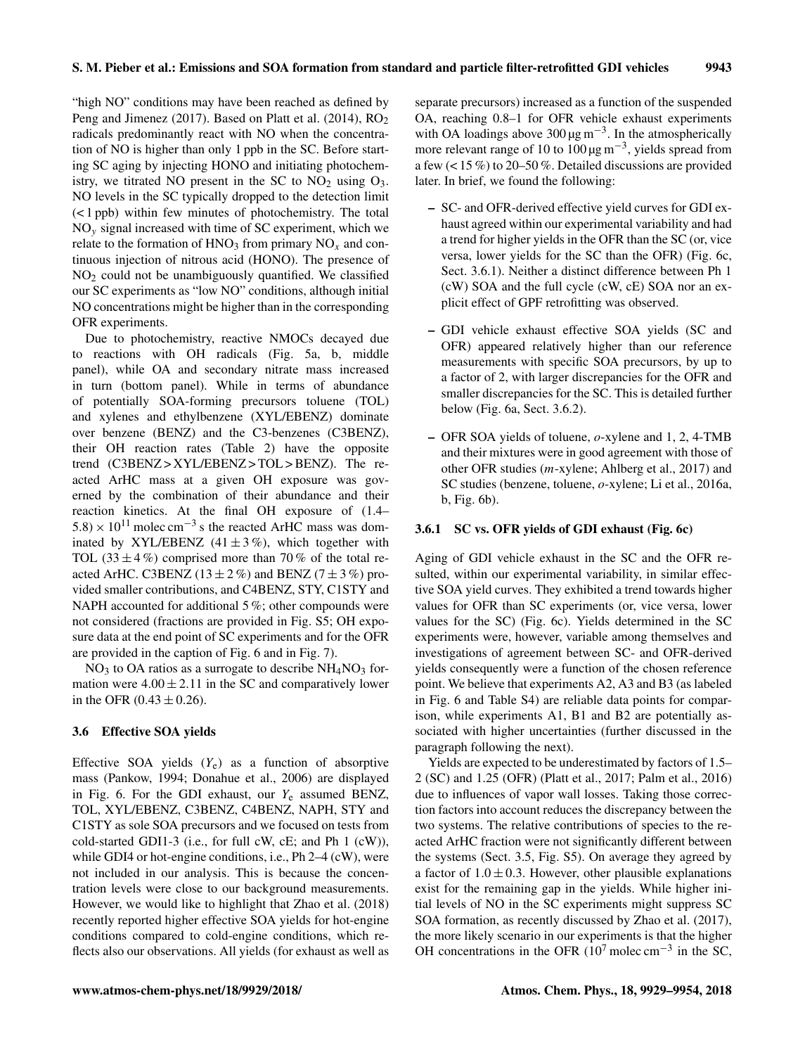"high NO" conditions may have been reached as defined by Peng and Jimenez (2017). Based on Platt et al. (2014), $RO_2$ radicals predominantly react with NO when the concentration of NO is higher than only 1 ppb in the SC. Before starting SC aging by injecting HONO and initiating photochemistry, we titrated NO present in the SC to $NO_2$ using $O_3$. NO levels in the SC typically dropped to the detection limit (< 1 ppb) within few minutes of photochemistry. The total $NO_y$ signal increased with time of SC experiment, which we relate to the formation of $HNO_3$ from primary $NO_x$ and continuous injection of nitrous acid (HONO). The presence of $NO_2$ could not be unambiguously quantified. We classified our SC experiments as "low NO" conditions, although initial NO concentrations might be higher than in the corresponding OFR experiments.

Due to photochemistry, reactive NMOCs decayed due to reactions with OH radicals (Fig. 5a, b, middle panel), while OA and secondary nitrate mass increased in turn (bottom panel). While in terms of abundance of potentially SOA-forming precursors toluene (TOL) and xylenes and ethylbenzene (XYL/EBENZ) dominate over benzene (BENZ) and the C3-benzenes (C3BENZ), their OH reaction rates (Table 2) have the opposite trend (C3BENZ > XYL/EBENZ > TOL > BENZ). The reacted ArHC mass at a given OH exposure was governed by the combination of their abundance and their reaction kinetics. At the final OH exposure of (1.4–5.8) $\times 10^{11}$ molec cm$^{-3}$ s the reacted ArHC mass was dominated by XYL/EBENZ (41 ± 3 %), which together with TOL (33 ± 4 %) comprised more than 70 % of the total reacted ArHC. C3BENZ (13 ± 2 %) and BENZ (7 ± 3 %) provided smaller contributions, and C4BENZ, STY, C1STY and NAPH accounted for additional 5 %; other compounds were not considered (fractions are provided in Fig. S5; OH exposure data at the end point of SC experiments and for the OFR are provided in the caption of Fig. 6 and in Fig. 7).

$NO_3$ to OA ratios as a surrogate to describe $NH_4NO_3$ formation were 4.00 ± 2.11 in the SC and comparatively lower in the OFR (0.43 ± 0.26).

### 3.6 Effective SOA yields

Effective SOA yields ($Y_e$) as a function of absorptive mass (Pankow, 1994; Donahue et al., 2006) are displayed in Fig. 6. For the GDI exhaust, our $Y_e$ assumed BENZ, TOL, XYL/EBENZ, C3BENZ, C4BENZ, NAPH, STY and C1STY as sole SOA precursors and we focused on tests from cold-started GDI1-3 (i.e., for full cW, cE; and Ph 1 (cW)), while GDI4 or hot-engine conditions, i.e., Ph 2–4 (cW), were not included in our analysis. This is because the concentration levels were close to our background measurements. However, we would like to highlight that Zhao et al. (2018) recently reported higher effective SOA yields for hot-engine conditions compared to cold-engine conditions, which reflects also our observations. All yields (for exhaust as well as separate precursors) increased as a function of the suspended OA, reaching 0.8–1 for OFR vehicle exhaust experiments with OA loadings above 300 µg m$^{-3}$. In the atmospherically more relevant range of 10 to 100 µg m$^{-3}$, yields spread from a few (< 15 %) to 20–50 %. Detailed discussions are provided later. In brief, we found the following:

- SC- and OFR-derived effective yield curves for GDI exhaust agreed within our experimental variability and had a trend for higher yields in the OFR than the SC (or, vice versa, lower yields for the SC than the OFR) (Fig. 6c, Sect. 3.6.1). Neither a distinct difference between Ph 1 (cW) SOA and the full cycle (cW, cE) SOA nor an explicit effect of GPF retrofitting was observed.
- GDI vehicle exhaust effective SOA yields (SC and OFR) appeared relatively higher than our reference measurements with specific SOA precursors, by up to a factor of 2, with larger discrepancies for the OFR and smaller discrepancies for the SC. This is detailed further below (Fig. 6a, Sect. 3.6.2).
- OFR SOA yields of toluene, *o*-xylene and 1, 2, 4-TMB and their mixtures were in good agreement with those of other OFR studies (*m*-xylene; Ahlberg et al., 2017) and SC studies (benzene, toluene, *o*-xylene; Li et al., 2016a, b, Fig. 6b).

#### 3.6.1 SC vs. OFR yields of GDI exhaust (Fig. 6c)

Aging of GDI vehicle exhaust in the SC and the OFR resulted, within our experimental variability, in similar effective SOA yield curves. They exhibited a trend towards higher values for OFR than SC experiments (or, vice versa, lower values for the SC) (Fig. 6c). Yields determined in the SC experiments were, however, variable among themselves and investigations of agreement between SC- and OFR-derived yields consequently were a function of the chosen reference point. We believe that experiments A2, A3 and B3 (as labeled in Fig. 6 and Table S4) are reliable data points for comparison, while experiments A1, B1 and B2 are potentially associated with higher uncertainties (further discussed in the paragraph following the next).

Yields are expected to be underestimated by factors of 1.5–2 (SC) and 1.25 (OFR) (Platt et al., 2017; Palm et al., 2016) due to influences of vapor wall losses. Taking those correction factors into account reduces the discrepancy between the two systems. The relative contributions of species to the reacted ArHC fraction were not significantly different between the systems (Sect. 3.5, Fig. S5). On average they agreed by a factor of 1.0 ± 0.3. However, other plausible explanations exist for the remaining gap in the yields. While higher initial levels of NO in the SC experiments might suppress SC SOA formation, as recently discussed by Zhao et al. (2017), the more likely scenario in our experiments is that the higher OH concentrations in the OFR ($10^7$ molec cm$^{-3}$ in the SC,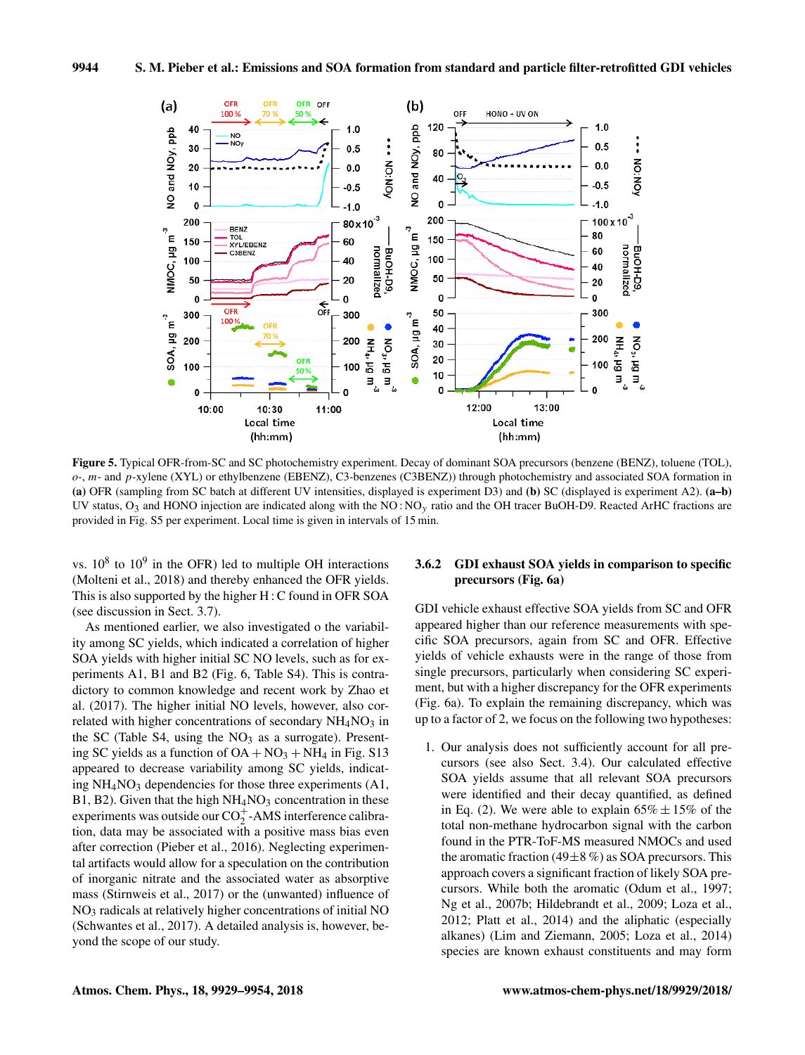**Figure 5.** Typical OFR-from-SC and SC photochemistry experiment. Decay of dominant SOA precursors (benzene (BENZ), toluene (TOL), *o*-, *m*- and *p*-xylene (XYL) or ethylbenzene (EBENZ), C3-benzenes (C3BENZ)) through photochemistry and associated SOA formation in **(a)** OFR (sampling from SC batch at different UV intensities, displayed is experiment D3) and **(b)** SC (displayed is experiment A2). **(a–b)** UV status, $O_3$ and HONO injection are indicated along with the NO : $NO_y$ ratio and the OH tracer BuOH-D9. Reacted ArHC fractions are provided in Fig. S5 per experiment. Local time is given in intervals of 15 min.

vs. $10^8$ to $10^9$ in the OFR) led to multiple OH interactions (Molteni et al., 2018) and thereby enhanced the OFR yields. This is also supported by the higher H : C found in OFR SOA (see discussion in Sect. 3.7).

As mentioned earlier, we also investigated o the variability among SC yields, which indicated a correlation of higher SOA yields with higher initial SC NO levels, such as for experiments A1, B1 and B2 (Fig. 6, Table S4). This is contradictory to common knowledge and recent work by Zhao et al. (2017). The higher initial NO levels, however, also correlated with higher concentrations of secondary $NH_4NO_3$ in the SC (Table S4, using the $NO_3$ as a surrogate). Presenting SC yields as a function of OA + $NO_3$ + $NH_4$ in Fig. S13 appeared to decrease variability among SC yields, indicating $NH_4NO_3$ dependencies for those three experiments (A1, B1, B2). Given that the high $NH_4NO_3$ concentration in these experiments was outside our $CO_2^+$-AMS interference calibration, data may be associated with a positive mass bias even after correction (Pieber et al., 2016). Neglecting experimental artifacts would allow for a speculation on the contribution of inorganic nitrate and the associated water as absorptive mass (Stirnweis et al., 2017) or the (unwanted) influence of $NO_3$ radicals at relatively higher concentrations of initial NO (Schwantes et al., 2017). A detailed analysis is, however, beyond the scope of our study.

### 3.6.2 GDI exhaust SOA yields in comparison to specific precursors (Fig. 6a)

GDI vehicle exhaust effective SOA yields from SC and OFR appeared higher than our reference measurements with specific SOA precursors, again from SC and OFR. Effective yields of vehicle exhausts were in the range of those from single precursors, particularly when considering SC experiment, but with a higher discrepancy for the OFR experiments (Fig. 6a). To explain the remaining discrepancy, which was up to a factor of 2, we focus on the following two hypotheses:

1. Our analysis does not sufficiently account for all precursors (see also Sect. 3.4). Our calculated effective SOA yields assume that all relevant SOA precursors were identified and their decay quantified, as defined in Eq. (2). We were able to explain 65% ± 15% of the total non-methane hydrocarbon signal with the carbon found in the PTR-ToF-MS measured NMOCs and used the aromatic fraction (49±8 %) as SOA precursors. This approach covers a significant fraction of likely SOA precursors. While both the aromatic (Odum et al., 1997; Ng et al., 2007b; Hildebrandt et al., 2009; Loza et al., 2012; Platt et al., 2014) and the aliphatic (especially alkanes) (Lim and Ziemann, 2005; Loza et al., 2014) species are known exhaust constituents and may form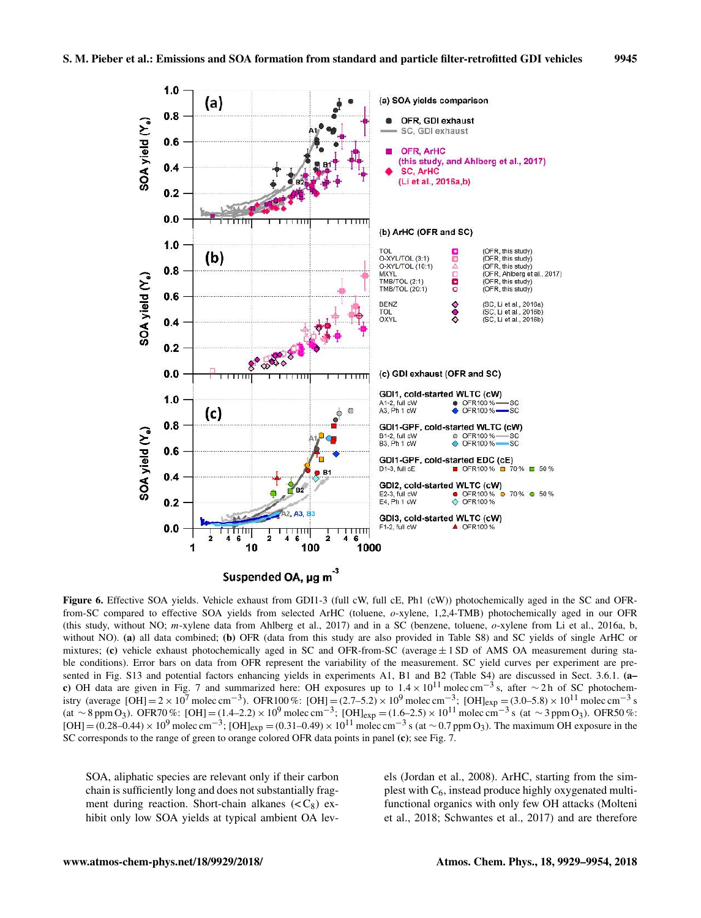**Figure 6.** Effective SOA yields. Vehicle exhaust from GDI1-3 (full cW, full cE, Ph1 (cW)) photochemically aged in the SC and OFR-from-SC compared to effective SOA yields from selected ArHC (toluene, *o*-xylene, 1,2,4-TMB) photochemically aged in our OFR (this study, without NO; *m*-xylene data from Ahlberg et al., 2017) and in a SC (benzene, toluene, *o*-xylene from Li et al., 2016a, b, without NO). **(a)** all data combined; **(b)** OFR (data from this study are also provided in Table S8) and SC yields of single ArHC or mixtures; **(c)** vehicle exhaust photochemically aged in SC and OFR-from-SC (average ± 1 SD of AMS OA measurement during stable conditions). Error bars on data from OFR represent the variability of the measurement. SC yield curves per experiment are presented in Fig. S13 and potential factors enhancing yields in experiments A1, B1 and B2 (Table S4) are discussed in Sect. 3.6.1. **(a–c)** OH data are given in Fig. 7 and summarized here: OH exposures up to $1.4 \times 10^{11}$ molec cm$^{-3}$ s, after ∼2 h of SC photochemistry (average [OH] $= 2 \times 10^{7}$ molec cm$^{-3}$). OFR100 %: [OH] $= (2.7–5.2) \times 10^{9}$ molec cm$^{-3}$; [OH]$_{exp}$ $= (3.0–5.8) \times 10^{11}$ molec cm$^{-3}$ s (at ∼8 ppm $O_3$). OFR70 %: [OH] $= (1.4–2.2) \times 10^{9}$ molec cm$^{-3}$; [OH]$_{exp}$ $= (1.6–2.5) \times 10^{11}$ molec cm$^{-3}$ s (at ∼3 ppm $O_3$). OFR50 %: [OH] $= (0.28–0.44) \times 10^{9}$ molec cm$^{-3}$; [OH]$_{exp}$ $= (0.31–0.49) \times 10^{11}$ molec cm$^{-3}$ s (at ∼0.7 ppm $O_3$). The maximum OH exposure in the SC corresponds to the range of green to orange colored OFR data points in panel **(c)**; see Fig. 7.

SOA, aliphatic species are relevant only if their carbon chain is sufficiently long and does not substantially fragment during reaction. Short-chain alkanes ($<C_8$) exhibit only low SOA yields at typical ambient OA levels (Jordan et al., 2008). ArHC, starting from the simplest with $C_6$, instead produce highly oxygenated multifunctional organics with only few OH attacks (Molteni et al., 2018; Schwantes et al., 2017) and are therefore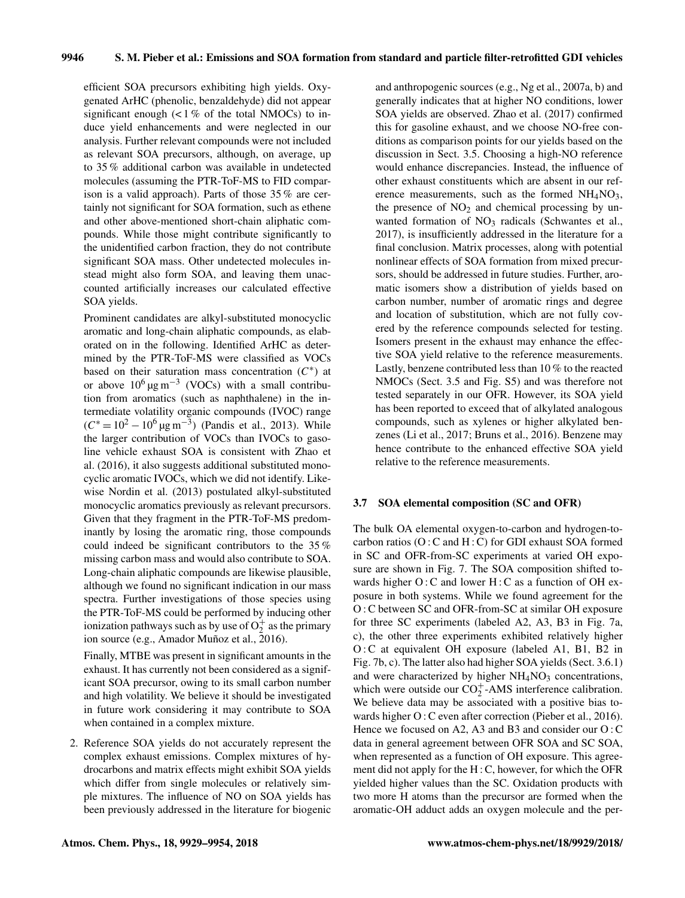efficient SOA precursors exhibiting high yields. Oxygenated ArHC (phenolic, benzaldehyde) did not appear significant enough (< 1 % of the total NMOCs) to induce yield enhancements and were neglected in our analysis. Further relevant compounds were not included as relevant SOA precursors, although, on average, up to 35 % additional carbon was available in undetected molecules (assuming the PTR-ToF-MS to FID comparison is a valid approach). Parts of those 35 % are certainly not significant for SOA formation, such as ethene and other above-mentioned short-chain aliphatic compounds. While those might contribute significantly to the unidentified carbon fraction, they do not contribute significant SOA mass. Other undetected molecules instead might also form SOA, and leaving them unaccounted artificially increases our calculated effective SOA yields.

Prominent candidates are alkyl-substituted monocyclic aromatic and long-chain aliphatic compounds, as elaborated on in the following. Identified ArHC as determined by the PTR-ToF-MS were classified as VOCs based on their saturation mass concentration ($C^*$) at or above $10^6\,\mu g\,m^{-3}$ (VOCs) with a small contribution from aromatics (such as naphthalene) in the intermediate volatility organic compounds (IVOC) range ($C^* = 10^2 - 10^6\,\mu g\,m^{-3}$) (Pandis et al., 2013). While the larger contribution of VOCs than IVOCs to gasoline vehicle exhaust SOA is consistent with Zhao et al. (2016), it also suggests additional substituted monocyclic aromatic IVOCs, which we did not identify. Likewise Nordin et al. (2013) postulated alkyl-substituted monocyclic aromatics previously as relevant precursors. Given that they fragment in the PTR-ToF-MS predominantly by losing the aromatic ring, those compounds could indeed be significant contributors to the 35 % missing carbon mass and would also contribute to SOA. Long-chain aliphatic compounds are likewise plausible, although we found no significant indication in our mass spectra. Further investigations of those species using the PTR-ToF-MS could be performed by inducing other ionization pathways such as by use of $O_2^+$ as the primary ion source (e.g., Amador Muñoz et al., 2016).

Finally, MTBE was present in significant amounts in the exhaust. It has currently not been considered as a significant SOA precursor, owing to its small carbon number and high volatility. We believe it should be investigated in future work considering it may contribute to SOA when contained in a complex mixture.

2. Reference SOA yields do not accurately represent the complex exhaust emissions. Complex mixtures of hydrocarbons and matrix effects might exhibit SOA yields which differ from single molecules or relatively simple mixtures. The influence of NO on SOA yields has been previously addressed in the literature for biogenic and anthropogenic sources (e.g., Ng et al., 2007a, b) and generally indicates that at higher NO conditions, lower SOA yields are observed. Zhao et al. (2017) confirmed this for gasoline exhaust, and we choose NO-free conditions as comparison points for our yields based on the discussion in Sect. 3.5. Choosing a high-NO reference would enhance discrepancies. Instead, the influence of other exhaust constituents which are absent in our reference measurements, such as the formed $NH_4NO_3$, the presence of $NO_2$ and chemical processing by unwanted formation of $NO_3$ radicals (Schwantes et al., 2017), is insufficiently addressed in the literature for a final conclusion. Matrix processes, along with potential nonlinear effects of SOA formation from mixed precursors, should be addressed in future studies. Further, aromatic isomers show a distribution of yields based on carbon number, number of aromatic rings and degree and location of substitution, which are not fully covered by the reference compounds selected for testing. Isomers present in the exhaust may enhance the effective SOA yield relative to the reference measurements. Lastly, benzene contributed less than 10 % to the reacted NMOCs (Sect. 3.5 and Fig. S5) and was therefore not tested separately in our OFR. However, its SOA yield has been reported to exceed that of alkylated analogous compounds, such as xylenes or higher alkylated benzenes (Li et al., 2017; Bruns et al., 2016). Benzene may hence contribute to the enhanced effective SOA yield relative to the reference measurements.

### 3.7 SOA elemental composition (SC and OFR)

The bulk OA elemental oxygen-to-carbon and hydrogen-to-carbon ratios (O : C and H : C) for GDI exhaust SOA formed in SC and OFR-from-SC experiments at varied OH exposure are shown in Fig. 7. The SOA composition shifted towards higher O : C and lower H : C as a function of OH exposure in both systems. While we found agreement for the O : C between SC and OFR-from-SC at similar OH exposure for three SC experiments (labeled A2, A3, B3 in Fig. 7a, c), the other three experiments exhibited relatively higher O : C at equivalent OH exposure (labeled A1, B1, B2 in Fig. 7b, c). The latter also had higher SOA yields (Sect. 3.6.1) and were characterized by higher $NH_4NO_3$ concentrations, which were outside our $CO_2^+$-AMS interference calibration. We believe data may be associated with a positive bias towards higher O : C even after correction (Pieber et al., 2016). Hence we focused on A2, A3 and B3 and consider our O : C data in general agreement between OFR SOA and SC SOA, when represented as a function of OH exposure. This agreement did not apply for the H : C, however, for which the OFR yielded higher values than the SC. Oxidation products with two more H atoms than the precursor are formed when the aromatic-OH adduct adds an oxygen molecule and the per-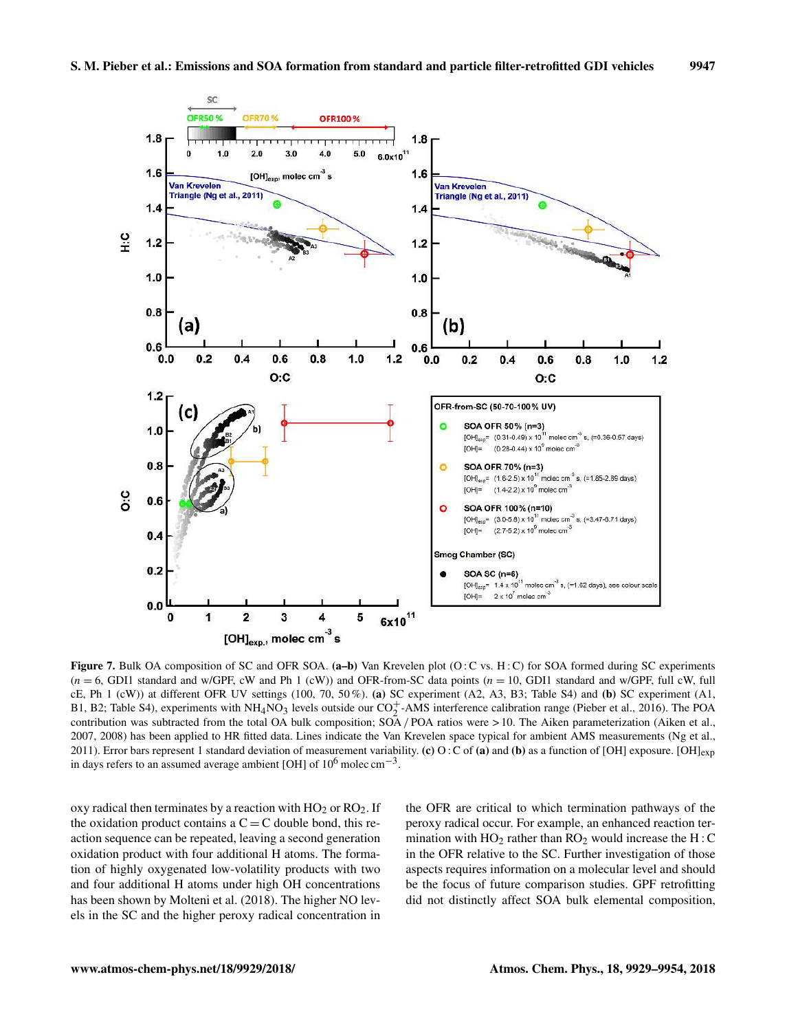**Figure 7.** Bulk OA composition of SC and OFR SOA. **(a–b)** Van Krevelen plot (O : C vs. H : C) for SOA formed during SC experiments ($n = 6$, GDI1 standard and w/GPF, cW and Ph 1 (cW)) and OFR-from-SC data points ($n = 10$, GDI1 standard and w/GPF, full cW, full cE, Ph 1 (cW)) at different OFR UV settings (100, 70, 50 %). **(a)** SC experiment (A2, A3, B3; Table S4) and **(b)** SC experiment (A1, B1, B2; Table S4), experiments with $NH_4NO_3$ levels outside our $CO_2^+$-AMS interference calibration range (Pieber et al., 2016). The POA contribution was subtracted from the total OA bulk composition; SOA / POA ratios were > 10. The Aiken parameterization (Aiken et al., 2007, 2008) has been applied to HR fitted data. Lines indicate the Van Krevelen space typical for ambient AMS measurements (Ng et al., 2011). Error bars represent 1 standard deviation of measurement variability. **(c)** O : C of **(a)** and **(b)** as a function of [OH] exposure. $[OH]_{exp}$ in days refers to an assumed average ambient [OH] of $10^6$ molec $cm^{-3}$.

oxy radical then terminates by a reaction with $HO_2$ or $RO_2$. If the oxidation product contains a C = C double bond, this reaction sequence can be repeated, leaving a second generation oxidation product with four additional H atoms. The formation of highly oxygenated low-volatility products with two and four additional H atoms under high OH concentrations has been shown by Molteni et al. (2018). The higher NO levels in the SC and the higher peroxy radical concentration in the OFR are critical to which termination pathways of the peroxy radical occur. For example, an enhanced reaction termination with $HO_2$ rather than $RO_2$ would increase the H : C in the OFR relative to the SC. Further investigation of those aspects requires information on a molecular level and should be the focus of future comparison studies. GPF retrofitting did not distinctly affect SOA bulk elemental composition,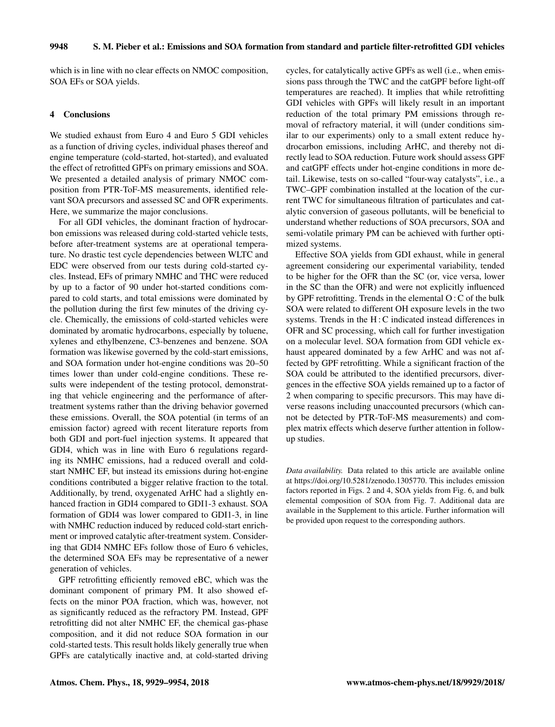which is in line with no clear effects on NMOC composition, SOA EFs or SOA yields.

## 4 Conclusions

We studied exhaust from Euro 4 and Euro 5 GDI vehicles as a function of driving cycles, individual phases thereof and engine temperature (cold-started, hot-started), and evaluated the effect of retrofitted GPFs on primary emissions and SOA. We presented a detailed analysis of primary NMOC composition from PTR-ToF-MS measurements, identified relevant SOA precursors and assessed SC and OFR experiments. Here, we summarize the major conclusions.

For all GDI vehicles, the dominant fraction of hydrocarbon emissions was released during cold-started vehicle tests, before after-treatment systems are at operational temperature. No drastic test cycle dependencies between WLTC and EDC were observed from our tests during cold-started cycles. Instead, EFs of primary NMHC and THC were reduced by up to a factor of 90 under hot-started conditions compared to cold starts, and total emissions were dominated by the pollution during the first few minutes of the driving cycle. Chemically, the emissions of cold-started vehicles were dominated by aromatic hydrocarbons, especially by toluene, xylenes and ethylbenzene, C3-benzenes and benzene. SOA formation was likewise governed by the cold-start emissions, and SOA formation under hot-engine conditions was 20–50 times lower than under cold-engine conditions. These results were independent of the testing protocol, demonstrating that vehicle engineering and the performance of after-treatment systems rather than the driving behavior governed these emissions. Overall, the SOA potential (in terms of an emission factor) agreed with recent literature reports from both GDI and port-fuel injection systems. It appeared that GDI4, which was in line with Euro 6 regulations regarding its NMHC emissions, had a reduced overall and cold-start NMHC EF, but instead its emissions during hot-engine conditions contributed a bigger relative fraction to the total. Additionally, by trend, oxygenated ArHC had a slightly enhanced fraction in GDI4 compared to GDI1-3 exhaust. SOA formation of GDI4 was lower compared to GDI1-3, in line with NMHC reduction induced by reduced cold-start enrichment or improved catalytic after-treatment system. Considering that GDI4 NMHC EFs follow those of Euro 6 vehicles, the determined SOA EFs may be representative of a newer generation of vehicles.

GPF retrofitting efficiently removed eBC, which was the dominant component of primary PM. It also showed effects on the minor POA fraction, which was, however, not as significantly reduced as the refractory PM. Instead, GPF retrofitting did not alter NMHC EF, the chemical gas-phase composition, and it did not reduce SOA formation in our cold-started tests. This result holds likely generally true when GPFs are catalytically inactive and, at cold-started driving cycles, for catalytically active GPFs as well (i.e., when emissions pass through the TWC and the catGPF before light-off temperatures are reached). It implies that while retrofitting GDI vehicles with GPFs will likely result in an important reduction of the total primary PM emissions through removal of refractory material, it will (under conditions similar to our experiments) only to a small extent reduce hydrocarbon emissions, including ArHC, and thereby not directly lead to SOA reduction. Future work should assess GPF and catGPF effects under hot-engine conditions in more detail. Likewise, tests on so-called "four-way catalysts", i.e., a TWC–GPF combination installed at the location of the current TWC for simultaneous filtration of particulates and catalytic conversion of gaseous pollutants, will be beneficial to understand whether reductions of SOA precursors, SOA and semi-volatile primary PM can be achieved with further optimized systems.

Effective SOA yields from GDI exhaust, while in general agreement considering our experimental variability, tended to be higher for the OFR than the SC (or, vice versa, lower in the SC than the OFR) and were not explicitly influenced by GPF retrofitting. Trends in the elemental O : C of the bulk SOA were related to different OH exposure levels in the two systems. Trends in the H : C indicated instead differences in OFR and SC processing, which call for further investigation on a molecular level. SOA formation from GDI vehicle exhaust appeared dominated by a few ArHC and was not affected by GPF retrofitting. While a significant fraction of the SOA could be attributed to the identified precursors, divergences in the effective SOA yields remained up to a factor of 2 when comparing to specific precursors. This may have diverse reasons including unaccounted precursors (which cannot be detected by PTR-ToF-MS measurements) and complex matrix effects which deserve further attention in follow-up studies.

*Data availability.* Data related to this article are available online at https://doi.org/10.5281/zenodo.1305770. This includes emission factors reported in Figs. 2 and 4, SOA yields from Fig. 6, and bulk elemental composition of SOA from Fig. 7. Additional data are available in the Supplement to this article. Further information will be provided upon request to the corresponding authors.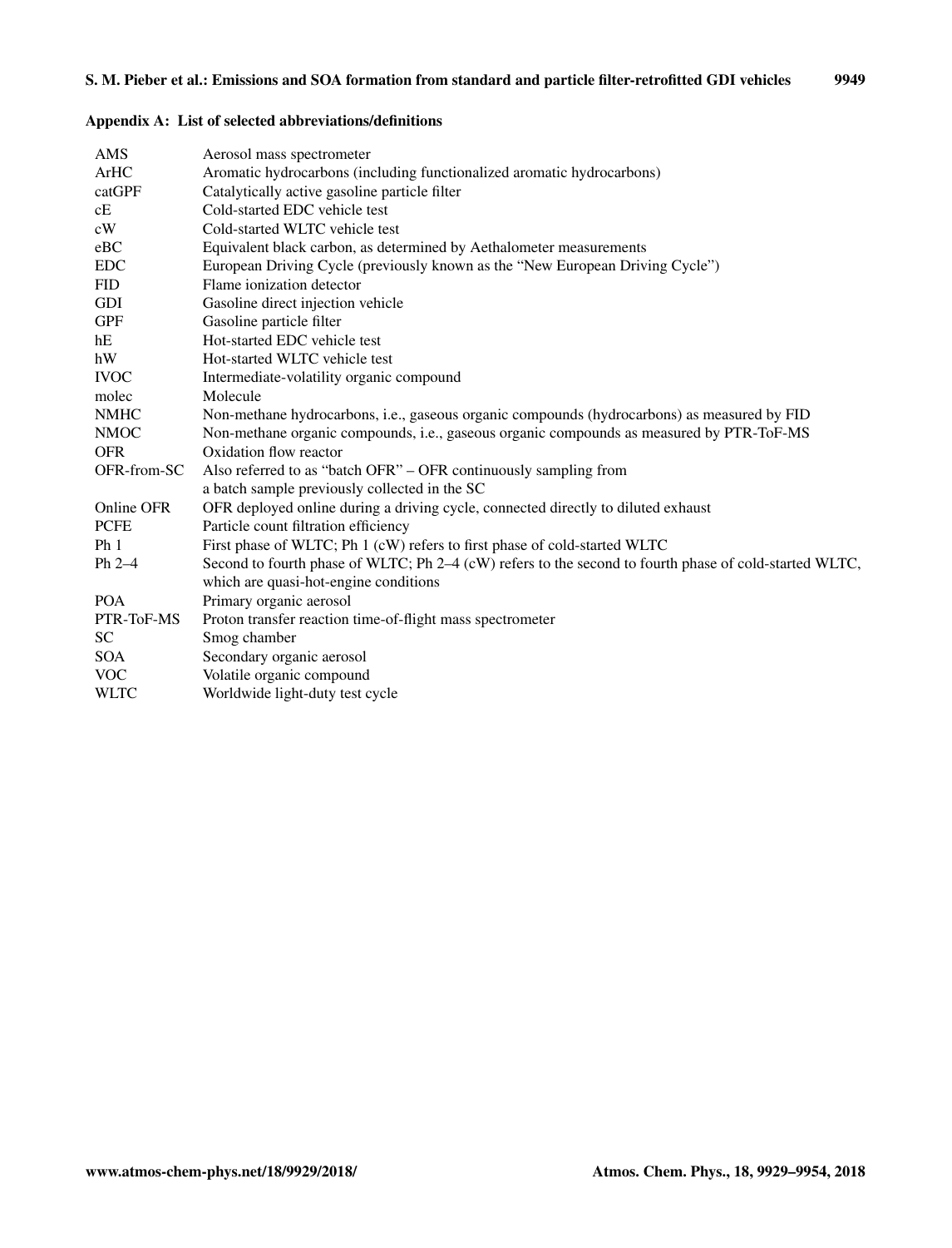## Appendix A: List of selected abbreviations/definitions

| | |
|---|---|
| AMS | Aerosol mass spectrometer |
| ArHC | Aromatic hydrocarbons (including functionalized aromatic hydrocarbons) |
| catGPF | Catalytically active gasoline particle filter |
| cE | Cold-started EDC vehicle test |
| cW | Cold-started WLTC vehicle test |
| eBC | Equivalent black carbon, as determined by Aethalometer measurements |
| EDC | European Driving Cycle (previously known as the "New European Driving Cycle") |
| FID | Flame ionization detector |
| GDI | Gasoline direct injection vehicle |
| GPF | Gasoline particle filter |
| hE | Hot-started EDC vehicle test |
| hW | Hot-started WLTC vehicle test |
| IVOC | Intermediate-volatility organic compound |
| molec | Molecule |
| NMHC | Non-methane hydrocarbons, i.e., gaseous organic compounds (hydrocarbons) as measured by FID |
| NMOC | Non-methane organic compounds, i.e., gaseous organic compounds as measured by PTR-ToF-MS |
| OFR | Oxidation flow reactor |
| OFR-from-SC | Also referred to as "batch OFR" – OFR continuously sampling from a batch sample previously collected in the SC |
| Online OFR | OFR deployed online during a driving cycle, connected directly to diluted exhaust |
| PCFE | Particle count filtration efficiency |
| Ph 1 | First phase of WLTC; Ph 1 (cW) refers to first phase of cold-started WLTC |
| Ph 2–4 | Second to fourth phase of WLTC; Ph 2–4 (cW) refers to the second to fourth phase of cold-started WLTC, which are quasi-hot-engine conditions |
| POA | Primary organic aerosol |
| PTR-ToF-MS | Proton transfer reaction time-of-flight mass spectrometer |
| SC | Smog chamber |
| SOA | Secondary organic aerosol |
| VOC | Volatile organic compound |
| WLTC | Worldwide light-duty test cycle |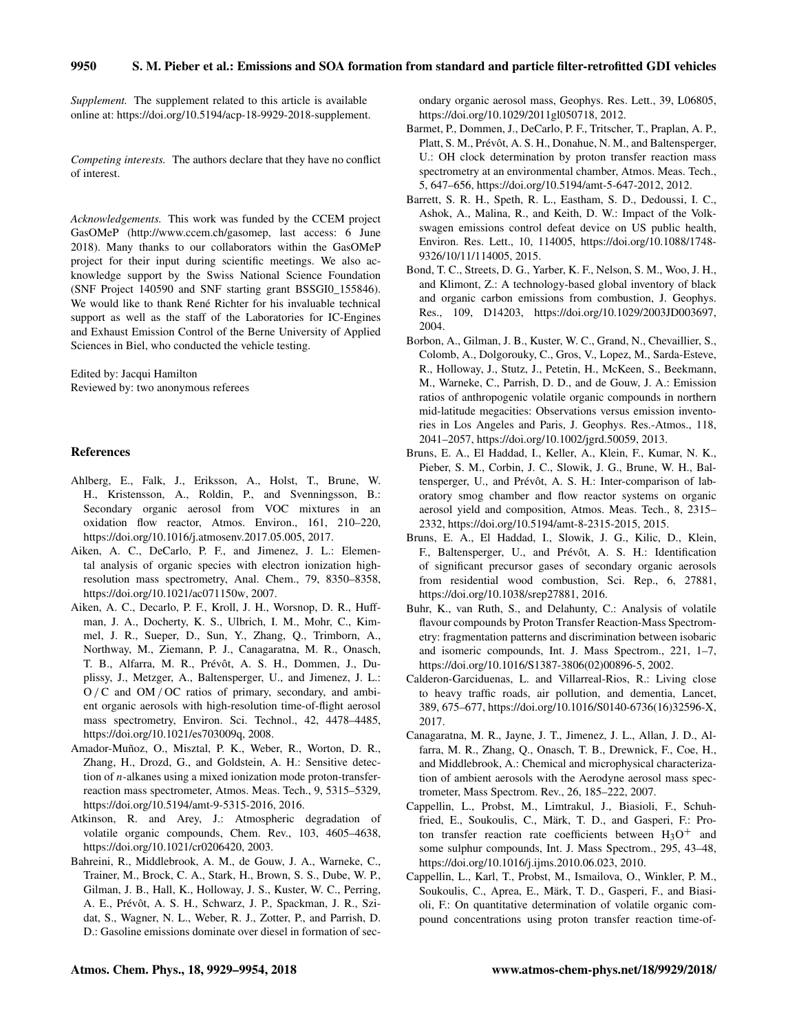*Supplement.* The supplement related to this article is available online at: https://doi.org/10.5194/acp-18-9929-2018-supplement.

*Competing interests.* The authors declare that they have no conflict of interest.

*Acknowledgements.* This work was funded by the CCEM project GasOMeP (http://www.ccem.ch/gasomep, last access: 6 June 2018). Many thanks to our collaborators within the GasOMeP project for their input during scientific meetings. We also acknowledge support by the Swiss National Science Foundation (SNF Project 140590 and SNF starting grant BSSGI0_155846). We would like to thank René Richter for his invaluable technical support as well as the staff of the Laboratories for IC-Engines and Exhaust Emission Control of the Berne University of Applied Sciences in Biel, who conducted the vehicle testing.

Edited by: Jacqui Hamilton
Reviewed by: two anonymous referees

## References

Ahlberg, E., Falk, J., Eriksson, A., Holst, T., Brune, W. H., Kristensson, A., Roldin, P., and Svenningsson, B.: Secondary organic aerosol from VOC mixtures in an oxidation flow reactor, Atmos. Environ., 161, 210–220, https://doi.org/10.1016/j.atmosenv.2017.05.005, 2017.

Aiken, A. C., DeCarlo, P. F., and Jimenez, J. L.: Elemental analysis of organic species with electron ionization high-resolution mass spectrometry, Anal. Chem., 79, 8350–8358, https://doi.org/10.1021/ac071150w, 2007.

Aiken, A. C., Decarlo, P. F., Kroll, J. H., Worsnop, D. R., Huffman, J. A., Docherty, K. S., Ulbrich, I. M., Mohr, C., Kimmel, J. R., Sueper, D., Sun, Y., Zhang, Q., Trimborn, A., Northway, M., Ziemann, P. J., Canagaratna, M. R., Onasch, T. B., Alfarra, M. R., Prévôt, A. S. H., Dommen, J., Duplissy, J., Metzger, A., Baltensperger, U., and Jimenez, J. L.: O / C and OM / OC ratios of primary, secondary, and ambient organic aerosols with high-resolution time-of-flight aerosol mass spectrometry, Environ. Sci. Technol., 42, 4478–4485, https://doi.org/10.1021/es703009q, 2008.

Amador-Muñoz, O., Misztal, P. K., Weber, R., Worton, D. R., Zhang, H., Drozd, G., and Goldstein, A. H.: Sensitive detection of *n*-alkanes using a mixed ionization mode proton-transfer-reaction mass spectrometer, Atmos. Meas. Tech., 9, 5315–5329, https://doi.org/10.5194/amt-9-5315-2016, 2016.

Atkinson, R. and Arey, J.: Atmospheric degradation of volatile organic compounds, Chem. Rev., 103, 4605–4638, https://doi.org/10.1021/cr0206420, 2003.

Bahreini, R., Middlebrook, A. M., de Gouw, J. A., Warneke, C., Trainer, M., Brock, C. A., Stark, H., Brown, S. S., Dube, W. P., Gilman, J. B., Hall, K., Holloway, J. S., Kuster, W. C., Perring, A. E., Prévôt, A. S. H., Schwarz, J. P., Spackman, J. R., Szidat, S., Wagner, N. L., Weber, R. J., Zotter, P., and Parrish, D. D.: Gasoline emissions dominate over diesel in formation of secondary organic aerosol mass, Geophys. Res. Lett., 39, L06805, https://doi.org/10.1029/2011gl050718, 2012.

Barmet, P., Dommen, J., DeCarlo, P. F., Tritscher, T., Praplan, A. P., Platt, S. M., Prévôt, A. S. H., Donahue, N. M., and Baltensperger, U.: OH clock determination by proton transfer reaction mass spectrometry at an environmental chamber, Atmos. Meas. Tech., 5, 647–656, https://doi.org/10.5194/amt-5-647-2012, 2012.

Barrett, S. R. H., Speth, R. L., Eastham, S. D., Dedoussi, I. C., Ashok, A., Malina, R., and Keith, D. W.: Impact of the Volkswagen emissions control defeat device on US public health, Environ. Res. Lett., 10, 114005, https://doi.org/10.1088/1748-9326/10/11/114005, 2015.

Bond, T. C., Streets, D. G., Yarber, K. F., Nelson, S. M., Woo, J. H., and Klimont, Z.: A technology-based global inventory of black and organic carbon emissions from combustion, J. Geophys. Res., 109, D14203, https://doi.org/10.1029/2003JD003697, 2004.

Borbon, A., Gilman, J. B., Kuster, W. C., Grand, N., Chevaillier, S., Colomb, A., Dolgorouky, C., Gros, V., Lopez, M., Sarda-Esteve, R., Holloway, J., Stutz, J., Petetin, H., McKeen, S., Beekmann, M., Warneke, C., Parrish, D. D., and de Gouw, J. A.: Emission ratios of anthropogenic volatile organic compounds in northern mid-latitude megacities: Observations versus emission inventories in Los Angeles and Paris, J. Geophys. Res.-Atmos., 118, 2041–2057, https://doi.org/10.1002/jgrd.50059, 2013.

Bruns, E. A., El Haddad, I., Keller, A., Klein, F., Kumar, N. K., Pieber, S. M., Corbin, J. C., Slowik, J. G., Brune, W. H., Baltensperger, U., and Prévôt, A. S. H.: Inter-comparison of laboratory smog chamber and flow reactor systems on organic aerosol yield and composition, Atmos. Meas. Tech., 8, 2315–2332, https://doi.org/10.5194/amt-8-2315-2015, 2015.

Bruns, E. A., El Haddad, I., Slowik, J. G., Kilic, D., Klein, F., Baltensperger, U., and Prévôt, A. S. H.: Identification of significant precursor gases of secondary organic aerosols from residential wood combustion, Sci. Rep., 6, 27881, https://doi.org/10.1038/srep27881, 2016.

Buhr, K., van Ruth, S., and Delahunty, C.: Analysis of volatile flavour compounds by Proton Transfer Reaction-Mass Spectrometry: fragmentation patterns and discrimination between isobaric and isomeric compounds, Int. J. Mass Spectrom., 221, 1–7, https://doi.org/10.1016/S1387-3806(02)00896-5, 2002.

Calderon-Garciduenas, L. and Villarreal-Rios, R.: Living close to heavy traffic roads, air pollution, and dementia, Lancet, 389, 675–677, https://doi.org/10.1016/S0140-6736(16)32596-X, 2017.

Canagaratna, M. R., Jayne, J. T., Jimenez, J. L., Allan, J. D., Alfarra, M. R., Zhang, Q., Onasch, T. B., Drewnick, F., Coe, H., and Middlebrook, A.: Chemical and microphysical characterization of ambient aerosols with the Aerodyne aerosol mass spectrometer, Mass Spectrom. Rev., 26, 185–222, 2007.

Cappellin, L., Probst, M., Limtrakul, J., Biasioli, F., Schuhfried, E., Soukoulis, C., Märk, T. D., and Gasperi, F.: Proton transfer reaction rate coefficients between $H_3O^+$ and some sulphur compounds, Int. J. Mass Spectrom., 295, 43–48, https://doi.org/10.1016/j.ijms.2010.06.023, 2010.

Cappellin, L., Karl, T., Probst, M., Ismailova, O., Winkler, P. M., Soukoulis, C., Aprea, E., Märk, T. D., Gasperi, F., and Biasioli, F.: On quantitative determination of volatile organic compound concentrations using proton transfer reaction time-of-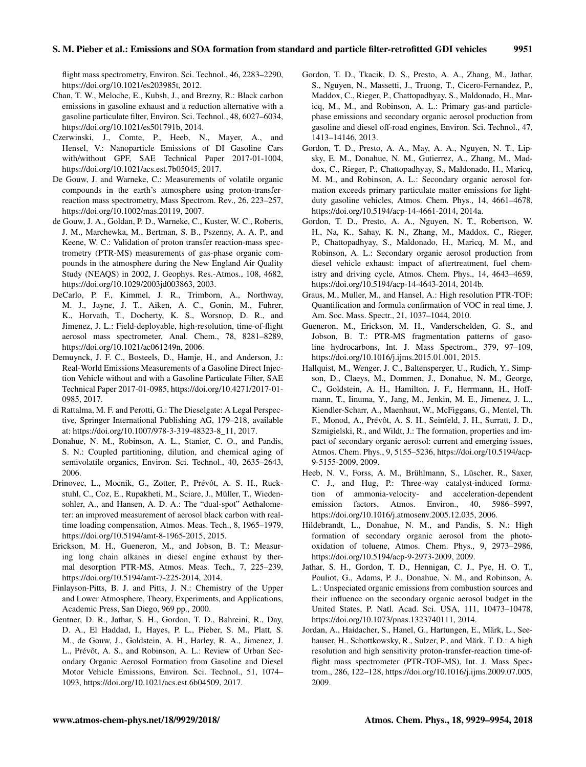flight mass spectrometry, Environ. Sci. Technol., 46, 2283–2290, https://doi.org/10.1021/es203985t, 2012.

Chan, T. W., Meloche, E., Kubsh, J., and Brezny, R.: Black carbon emissions in gasoline exhaust and a reduction alternative with a gasoline particulate filter, Environ. Sci. Technol., 48, 6027–6034, https://doi.org/10.1021/es501791b, 2014.

Czerwinski, J., Comte, P., Heeb, N., Mayer, A., and Hensel, V.: Nanoparticle Emissions of DI Gasoline Cars with/without GPF, SAE Technical Paper 2017-01-1004, https://doi.org/10.1021/acs.est.7b05045, 2017.

De Gouw, J. and Warneke, C.: Measurements of volatile organic compounds in the earth's atmosphere using proton-transfer-reaction mass spectrometry, Mass Spectrom. Rev., 26, 223–257, https://doi.org/10.1002/mas.20119, 2007.

de Gouw, J. A., Goldan, P. D., Warneke, C., Kuster, W. C., Roberts, J. M., Marchewka, M., Bertman, S. B., Pszenny, A. A. P., and Keene, W. C.: Validation of proton transfer reaction-mass spectrometry (PTR-MS) measurements of gas-phase organic compounds in the atmosphere during the New England Air Quality Study (NEAQS) in 2002, J. Geophys. Res.-Atmos., 108, 4682, https://doi.org/10.1029/2003jd003863, 2003.

DeCarlo, P. F., Kimmel, J. R., Trimborn, A., Northway, M. J., Jayne, J. T., Aiken, A. C., Gonin, M., Fuhrer, K., Horvath, T., Docherty, K. S., Worsnop, D. R., and Jimenez, J. L.: Field-deployable, high-resolution, time-of-flight aerosol mass spectrometer, Anal. Chem., 78, 8281–8289, https://doi.org/10.1021/ac061249n, 2006.

Demuynck, J. F. C., Bosteels, D., Hamje, H., and Anderson, J.: Real-World Emissions Measurements of a Gasoline Direct Injection Vehicle without and with a Gasoline Particulate Filter, SAE Technical Paper 2017-01-0985, https://doi.org/10.4271/2017-01-0985, 2017.

di Rattalma, M. F. and Perotti, G.: The Dieselgate: A Legal Perspective, Springer International Publishing AG, 179–218, available at: https://doi.org/10.1007/978-3-319-48323-8_11, 2017.

Donahue, N. M., Robinson, A. L., Stanier, C. O., and Pandis, S. N.: Coupled partitioning, dilution, and chemical aging of semivolatile organics, Environ. Sci. Technol., 40, 2635–2643, 2006.

Drinovec, L., Mocnik, G., Zotter, P., Prévôt, A. S. H., Ruckstuhl, C., Coz, E., Rupakheti, M., Sciare, J., Müller, T., Wiedensohler, A., and Hansen, A. D. A.: The "dual-spot" Aethalometer: an improved measurement of aerosol black carbon with real-time loading compensation, Atmos. Meas. Tech., 8, 1965–1979, https://doi.org/10.5194/amt-8-1965-2015, 2015.

Erickson, M. H., Gueneron, M., and Jobson, B. T.: Measuring long chain alkanes in diesel engine exhaust by thermal desorption PTR-MS, Atmos. Meas. Tech., 7, 225–239, https://doi.org/10.5194/amt-7-225-2014, 2014.

Finlayson-Pitts, B. J. and Pitts, J. N.: Chemistry of the Upper and Lower Atmosphere, Theory, Experiments, and Applications, Academic Press, San Diego, 969 pp., 2000.

Gentner, D. R., Jathar, S. H., Gordon, T. D., Bahreini, R., Day, D. A., El Haddad, I., Hayes, P. L., Pieber, S. M., Platt, S. M., de Gouw, J., Goldstein, A. H., Harley, R. A., Jimenez, J. L., Prévôt, A. S., and Robinson, A. L.: Review of Urban Secondary Organic Aerosol Formation from Gasoline and Diesel Motor Vehicle Emissions, Environ. Sci. Technol., 51, 1074–1093, https://doi.org/10.1021/acs.est.6b04509, 2017.

Gordon, T. D., Tkacik, D. S., Presto, A. A., Zhang, M., Jathar, S., Nguyen, N., Massetti, J., Truong, T., Cicero-Fernandez, P., Maddox, C., Rieger, P., Chattopadhyay, S., Maldonado, H., Maricq, M., M., and Robinson, A. L.: Primary gas-and particle-phase emissions and secondary organic aerosol production from gasoline and diesel off-road engines, Environ. Sci. Technol., 47, 1413–14146, 2013.

Gordon, T. D., Presto, A. A., May, A. A., Nguyen, N. T., Lipsky, E. M., Donahue, N. M., Gutierrez, A., Zhang, M., Maddox, C., Rieger, P., Chattopadhyay, S., Maldonado, H., Maricq, M. M., and Robinson, A. L.: Secondary organic aerosol formation exceeds primary particulate matter emissions for light-duty gasoline vehicles, Atmos. Chem. Phys., 14, 4661–4678, https://doi.org/10.5194/acp-14-4661-2014, 2014a.

Gordon, T. D., Presto, A. A., Nguyen, N. T., Robertson, W. H., Na, K., Sahay, K. N., Zhang, M., Maddox, C., Rieger, P., Chattopadhyay, S., Maldonado, H., Maricq, M. M., and Robinson, A. L.: Secondary organic aerosol production from diesel vehicle exhaust: impact of aftertreatment, fuel chemistry and driving cycle, Atmos. Chem. Phys., 14, 4643–4659, https://doi.org/10.5194/acp-14-4643-2014, 2014b.

Graus, M., Muller, M., and Hansel, A.: High resolution PTR-TOF: Quantification and formula confirmation of VOC in real time, J. Am. Soc. Mass. Spectr., 21, 1037–1044, 2010.

Gueneron, M., Erickson, M. H., Vanderschelden, G. S., and Jobson, B. T.: PTR-MS fragmentation patterns of gasoline hydrocarbons, Int. J. Mass Spectrom., 379, 97–109, https://doi.org/10.1016/j.ijms.2015.01.001, 2015.

Hallquist, M., Wenger, J. C., Baltensperger, U., Rudich, Y., Simpson, D., Claeys, M., Dommen, J., Donahue, N. M., George, C., Goldstein, A. H., Hamilton, J. F., Herrmann, H., Hoffmann, T., Iinuma, Y., Jang, M., Jenkin, M. E., Jimenez, J. L., Kiendler-Scharr, A., Maenhaut, W., McFiggans, G., Mentel, Th. F., Monod, A., Prévôt, A. S. H., Seinfeld, J. H., Surratt, J. D., Szmigielski, R., and Wildt, J.: The formation, properties and impact of secondary organic aerosol: current and emerging issues, Atmos. Chem. Phys., 9, 5155–5236, https://doi.org/10.5194/acp-9-5155-2009, 2009.

Heeb, N. V., Forss, A. M., Brühlmann, S., Lüscher, R., Saxer, C. J., and Hug, P.: Three-way catalyst-induced formation of ammonia-velocity- and acceleration-dependent emission factors, Atmos. Environ., 40, 5986–5997, https://doi.org/10.1016/j.atmosenv.2005.12.035, 2006.

Hildebrandt, L., Donahue, N. M., and Pandis, S. N.: High formation of secondary organic aerosol from the photo-oxidation of toluene, Atmos. Chem. Phys., 9, 2973–2986, https://doi.org/10.5194/acp-9-2973-2009, 2009.

Jathar, S. H., Gordon, T. D., Hennigan, C. J., Pye, H. O. T., Pouliot, G., Adams, P. J., Donahue, N. M., and Robinson, A. L.: Unspeciated organic emissions from combustion sources and their influence on the secondary organic aerosol budget in the United States, P. Natl. Acad. Sci. USA, 111, 10473–10478, https://doi.org/10.1073/pnas.1323740111, 2014.

Jordan, A., Haidacher, S., Hanel, G., Hartungen, E., Märk, L., Seehauser, H., Schottkowsky, R., Sulzer, P., and Märk, T. D.: A high resolution and high sensitivity proton-transfer-reaction time-of-flight mass spectrometer (PTR-TOF-MS), Int. J. Mass Spectrom., 286, 122–128, https://doi.org/10.1016/j.ijms.2009.07.005, 2009.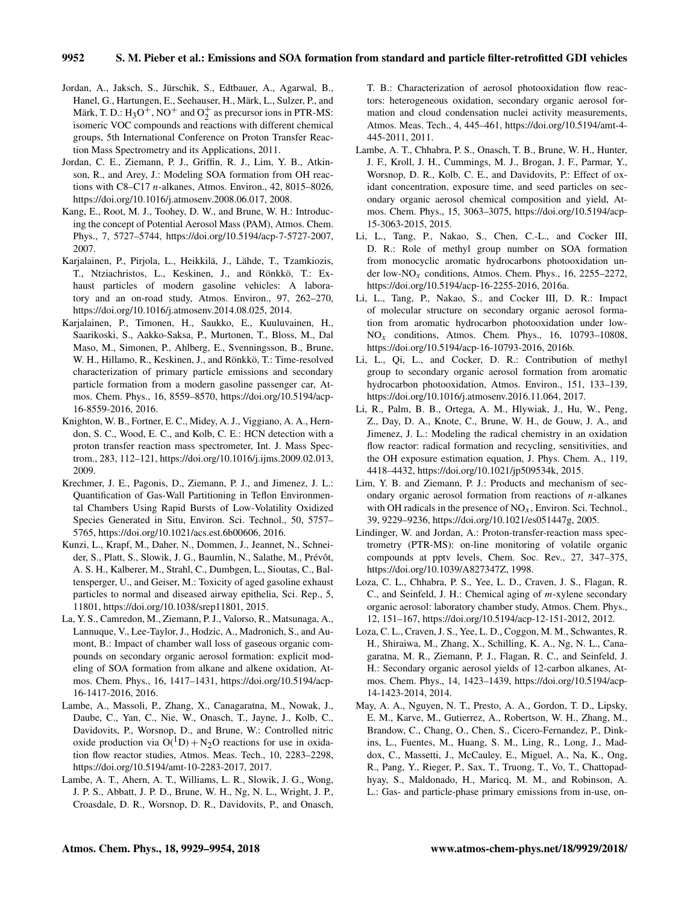Jordan, A., Jaksch, S., Jürschik, S., Edtbauer, A., Agarwal, B., Hanel, G., Hartungen, E., Seehauser, H., Märk, L., Sulzer, P., and Märk, T. D.: $H_3O^+$, $NO^+$ and $O_2^+$ as precursor ions in PTR-MS: isomeric VOC compounds and reactions with different chemical groups, 5th International Conference on Proton Transfer Reaction Mass Spectrometry and its Applications, 2011.

Jordan, C. E., Ziemann, P. J., Griffin, R. J., Lim, Y. B., Atkinson, R., and Arey, J.: Modeling SOA formation from OH reactions with C8–C17 *n*-alkanes, Atmos. Environ., 42, 8015–8026, https://doi.org/10.1016/j.atmosenv.2008.06.017, 2008.

Kang, E., Root, M. J., Toohey, D. W., and Brune, W. H.: Introducing the concept of Potential Aerosol Mass (PAM), Atmos. Chem. Phys., 7, 5727–5744, https://doi.org/10.5194/acp-7-5727-2007, 2007.

Karjalainen, P., Pirjola, L., Heikkilä, J., Lähde, T., Tzamkiozis, T., Ntziachristos, L., Keskinen, J., and Rönkkö, T.: Exhaust particles of modern gasoline vehicles: A laboratory and an on-road study, Atmos. Environ., 97, 262–270, https://doi.org/10.1016/j.atmosenv.2014.08.025, 2014.

Karjalainen, P., Timonen, H., Saukko, E., Kuuluvainen, H., Saarikoski, S., Aakko-Saksa, P., Murtonen, T., Bloss, M., Dal Maso, M., Simonen, P., Ahlberg, E., Svenningsson, B., Brune, W. H., Hillamo, R., Keskinen, J., and Rönkkö, T.: Time-resolved characterization of primary particle emissions and secondary particle formation from a modern gasoline passenger car, Atmos. Chem. Phys., 16, 8559–8570, https://doi.org/10.5194/acp-16-8559-2016, 2016.

Knighton, W. B., Fortner, E. C., Midey, A. J., Viggiano, A. A., Herndon, S. C., Wood, E. C., and Kolb, C. E.: HCN detection with a proton transfer reaction mass spectrometer, Int. J. Mass Spectrom., 283, 112–121, https://doi.org/10.1016/j.ijms.2009.02.013, 2009.

Krechmer, J. E., Pagonis, D., Ziemann, P. J., and Jimenez, J. L.: Quantification of Gas-Wall Partitioning in Teflon Environmental Chambers Using Rapid Bursts of Low-Volatility Oxidized Species Generated in Situ, Environ. Sci. Technol., 50, 5757–5765, https://doi.org/10.1021/acs.est.6b00606, 2016.

Kunzi, L., Krapf, M., Daher, N., Dommen, J., Jeannet, N., Schneider, S., Platt, S., Slowik, J. G., Baumlin, N., Salathe, M., Prévôt, A. S. H., Kalberer, M., Strahl, C., Dumbgen, L., Sioutas, C., Baltensperger, U., and Geiser, M.: Toxicity of aged gasoline exhaust particles to normal and diseased airway epithelia, Sci. Rep., 5, 11801, https://doi.org/10.1038/srep11801, 2015.

La, Y. S., Camredon, M., Ziemann, P. J., Valorso, R., Matsunaga, A., Lannuque, V., Lee-Taylor, J., Hodzic, A., Madronich, S., and Aumont, B.: Impact of chamber wall loss of gaseous organic compounds on secondary organic aerosol formation: explicit modeling of SOA formation from alkane and alkene oxidation, Atmos. Chem. Phys., 16, 1417–1431, https://doi.org/10.5194/acp-16-1417-2016, 2016.

Lambe, A., Massoli, P., Zhang, X., Canagaratna, M., Nowak, J., Daube, C., Yan, C., Nie, W., Onasch, T., Jayne, J., Kolb, C., Davidovits, P., Worsnop, D., and Brune, W.: Controlled nitric oxide production via $O(^1D) + N_2O$ reactions for use in oxidation flow reactor studies, Atmos. Meas. Tech., 10, 2283–2298, https://doi.org/10.5194/amt-10-2283-2017, 2017.

Lambe, A. T., Ahern, A. T., Williams, L. R., Slowik, J. G., Wong, J. P. S., Abbatt, J. P. D., Brune, W. H., Ng, N. L., Wright, J. P., Croasdale, D. R., Worsnop, D. R., Davidovits, P., and Onasch, T. B.: Characterization of aerosol photooxidation flow reactors: heterogeneous oxidation, secondary organic aerosol formation and cloud condensation nuclei activity measurements, Atmos. Meas. Tech., 4, 445–461, https://doi.org/10.5194/amt-4-445-2011, 2011.

Lambe, A. T., Chhabra, P. S., Onasch, T. B., Brune, W. H., Hunter, J. F., Kroll, J. H., Cummings, M. J., Brogan, J. F., Parmar, Y., Worsnop, D. R., Kolb, C. E., and Davidovits, P.: Effect of oxidant concentration, exposure time, and seed particles on secondary organic aerosol chemical composition and yield, Atmos. Chem. Phys., 15, 3063–3075, https://doi.org/10.5194/acp-15-3063-2015, 2015.

Li, L., Tang, P., Nakao, S., Chen, C.-L., and Cocker III, D. R.: Role of methyl group number on SOA formation from monocyclic aromatic hydrocarbons photooxidation under low-$NO_x$ conditions, Atmos. Chem. Phys., 16, 2255–2272, https://doi.org/10.5194/acp-16-2255-2016, 2016a.

Li, L., Tang, P., Nakao, S., and Cocker III, D. R.: Impact of molecular structure on secondary organic aerosol formation from aromatic hydrocarbon photooxidation under low-$NO_x$ conditions, Atmos. Chem. Phys., 16, 10793–10808, https://doi.org/10.5194/acp-16-10793-2016, 2016b.

Li, L., Qi, L., and Cocker, D. R.: Contribution of methyl group to secondary organic aerosol formation from aromatic hydrocarbon photooxidation, Atmos. Environ., 151, 133–139, https://doi.org/10.1016/j.atmosenv.2016.11.064, 2017.

Li, R., Palm, B. B., Ortega, A. M., Hlywiak, J., Hu, W., Peng, Z., Day, D. A., Knote, C., Brune, W. H., de Gouw, J. A., and Jimenez, J. L.: Modeling the radical chemistry in an oxidation flow reactor: radical formation and recycling, sensitivities, and the OH exposure estimation equation, J. Phys. Chem. A., 119, 4418–4432, https://doi.org/10.1021/jp509534k, 2015.

Lim, Y. B. and Ziemann, P. J.: Products and mechanism of secondary organic aerosol formation from reactions of *n*-alkanes with OH radicals in the presence of $NO_x$, Environ. Sci. Technol., 39, 9229–9236, https://doi.org/10.1021/es051447g, 2005.

Lindinger, W. and Jordan, A.: Proton-transfer-reaction mass spectrometry (PTR-MS): on-line monitoring of volatile organic compounds at pptv levels, Chem. Soc. Rev., 27, 347–375, https://doi.org/10.1039/A827347Z, 1998.

Loza, C. L., Chhabra, P. S., Yee, L. D., Craven, J. S., Flagan, R. C., and Seinfeld, J. H.: Chemical aging of *m*-xylene secondary organic aerosol: laboratory chamber study, Atmos. Chem. Phys., 12, 151–167, https://doi.org/10.5194/acp-12-151-2012, 2012.

Loza, C. L., Craven, J. S., Yee, L. D., Coggon, M. M., Schwantes, R. H., Shiraiwa, M., Zhang, X., Schilling, K. A., Ng, N. L., Canagaratna, M. R., Ziemann, P. J., Flagan, R. C., and Seinfeld, J. H.: Secondary organic aerosol yields of 12-carbon alkanes, Atmos. Chem. Phys., 14, 1423–1439, https://doi.org/10.5194/acp-14-1423-2014, 2014.

May, A. A., Nguyen, N. T., Presto, A. A., Gordon, T. D., Lipsky, E. M., Karve, M., Gutierrez, A., Robertson, W. H., Zhang, M., Brandow, C., Chang, O., Chen, S., Cicero-Fernandez, P., Dinkins, L., Fuentes, M., Huang, S. M., Ling, R., Long, J., Maddox, C., Massetti, J., McCauley, E., Miguel, A., Na, K., Ong, R., Pang, Y., Rieger, P., Sax, T., Truong, T., Vo, T., Chattopadhyay, S., Maldonado, H., Maricq, M. M., and Robinson, A. L.: Gas- and particle-phase primary emissions from in-use, on-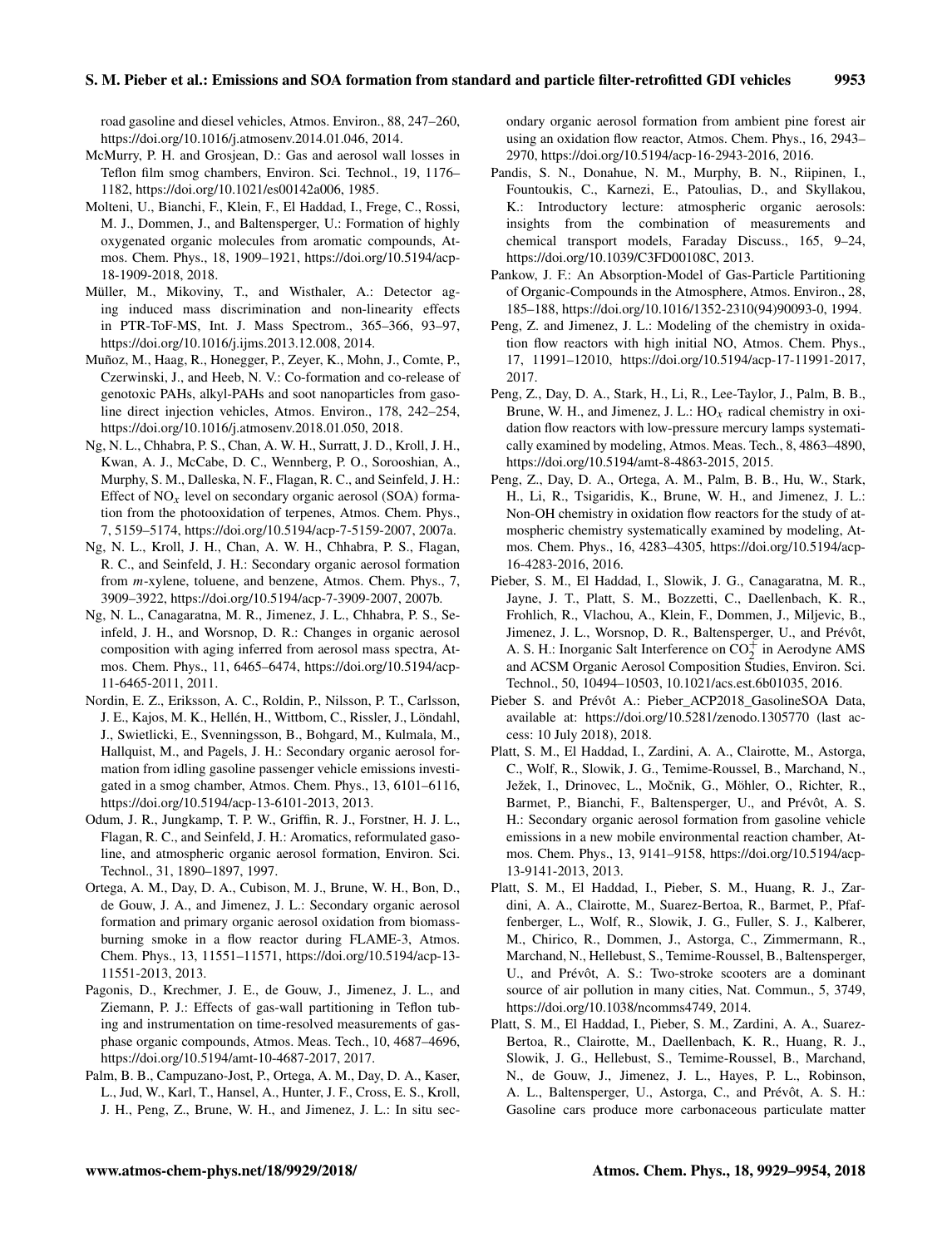road gasoline and diesel vehicles, Atmos. Environ., 88, 247–260, https://doi.org/10.1016/j.atmosenv.2014.01.046, 2014.

McMurry, P. H. and Grosjean, D.: Gas and aerosol wall losses in Teflon film smog chambers, Environ. Sci. Technol., 19, 1176–1182, https://doi.org/10.1021/es00142a006, 1985.

Molteni, U., Bianchi, F., Klein, F., El Haddad, I., Frege, C., Rossi, M. J., Dommen, J., and Baltensperger, U.: Formation of highly oxygenated organic molecules from aromatic compounds, Atmos. Chem. Phys., 18, 1909–1921, https://doi.org/10.5194/acp-18-1909-2018, 2018.

Müller, M., Mikoviny, T., and Wisthaler, A.: Detector aging induced mass discrimination and non-linearity effects in PTR-ToF-MS, Int. J. Mass Spectrom., 365–366, 93–97, https://doi.org/10.1016/j.ijms.2013.12.008, 2014.

Muñoz, M., Haag, R., Honegger, P., Zeyer, K., Mohn, J., Comte, P., Czerwinski, J., and Heeb, N. V.: Co-formation and co-release of genotoxic PAHs, alkyl-PAHs and soot nanoparticles from gasoline direct injection vehicles, Atmos. Environ., 178, 242–254, https://doi.org/10.1016/j.atmosenv.2018.01.050, 2018.

Ng, N. L., Chhabra, P. S., Chan, A. W. H., Surratt, J. D., Kroll, J. H., Kwan, A. J., McCabe, D. C., Wennberg, P. O., Sorooshian, A., Murphy, S. M., Dalleska, N. F., Flagan, R. C., and Seinfeld, J. H.: Effect of $NO_x$ level on secondary organic aerosol (SOA) formation from the photooxidation of terpenes, Atmos. Chem. Phys., 7, 5159–5174, https://doi.org/10.5194/acp-7-5159-2007, 2007a.

Ng, N. L., Kroll, J. H., Chan, A. W. H., Chhabra, P. S., Flagan, R. C., and Seinfeld, J. H.: Secondary organic aerosol formation from *m*-xylene, toluene, and benzene, Atmos. Chem. Phys., 7, 3909–3922, https://doi.org/10.5194/acp-7-3909-2007, 2007b.

Ng, N. L., Canagaratna, M. R., Jimenez, J. L., Chhabra, P. S., Seinfeld, J. H., and Worsnop, D. R.: Changes in organic aerosol composition with aging inferred from aerosol mass spectra, Atmos. Chem. Phys., 11, 6465–6474, https://doi.org/10.5194/acp-11-6465-2011, 2011.

Nordin, E. Z., Eriksson, A. C., Roldin, P., Nilsson, P. T., Carlsson, J. E., Kajos, M. K., Hellén, H., Wittbom, C., Rissler, J., Löndahl, J., Swietlicki, E., Svenningsson, B., Bohgard, M., Kulmala, M., Hallquist, M., and Pagels, J. H.: Secondary organic aerosol formation from idling gasoline passenger vehicle emissions investigated in a smog chamber, Atmos. Chem. Phys., 13, 6101–6116, https://doi.org/10.5194/acp-13-6101-2013, 2013.

Odum, J. R., Jungkamp, T. P. W., Griffin, R. J., Forstner, H. J. L., Flagan, R. C., and Seinfeld, J. H.: Aromatics, reformulated gasoline, and atmospheric organic aerosol formation, Environ. Sci. Technol., 31, 1890–1897, 1997.

Ortega, A. M., Day, D. A., Cubison, M. J., Brune, W. H., Bon, D., de Gouw, J. A., and Jimenez, J. L.: Secondary organic aerosol formation and primary organic aerosol oxidation from biomass-burning smoke in a flow reactor during FLAME-3, Atmos. Chem. Phys., 13, 11551–11571, https://doi.org/10.5194/acp-13-11551-2013, 2013.

Pagonis, D., Krechmer, J. E., de Gouw, J., Jimenez, J. L., and Ziemann, P. J.: Effects of gas-wall partitioning in Teflon tubing and instrumentation on time-resolved measurements of gas-phase organic compounds, Atmos. Meas. Tech., 10, 4687–4696, https://doi.org/10.5194/amt-10-4687-2017, 2017.

Palm, B. B., Campuzano-Jost, P., Ortega, A. M., Day, D. A., Kaser, L., Jud, W., Karl, T., Hansel, A., Hunter, J. F., Cross, E. S., Kroll, J. H., Peng, Z., Brune, W. H., and Jimenez, J. L.: In situ secondary organic aerosol formation from ambient pine forest air using an oxidation flow reactor, Atmos. Chem. Phys., 16, 2943–2970, https://doi.org/10.5194/acp-16-2943-2016, 2016.

Pandis, S. N., Donahue, N. M., Murphy, B. N., Riipinen, I., Fountoukis, C., Karnezi, E., Patoulias, D., and Skyllakou, K.: Introductory lecture: atmospheric organic aerosols: insights from the combination of measurements and chemical transport models, Faraday Discuss., 165, 9–24, https://doi.org/10.1039/C3FD00108C, 2013.

Pankow, J. F.: An Absorption-Model of Gas-Particle Partitioning of Organic-Compounds in the Atmosphere, Atmos. Environ., 28, 185–188, https://doi.org/10.1016/1352-2310(94)90093-0, 1994.

Peng, Z. and Jimenez, J. L.: Modeling of the chemistry in oxidation flow reactors with high initial NO, Atmos. Chem. Phys., 17, 11991–12010, https://doi.org/10.5194/acp-17-11991-2017, 2017.

Peng, Z., Day, D. A., Stark, H., Li, R., Lee-Taylor, J., Palm, B. B., Brune, W. H., and Jimenez, J. L.: $HO_x$ radical chemistry in oxidation flow reactors with low-pressure mercury lamps systematically examined by modeling, Atmos. Meas. Tech., 8, 4863–4890, https://doi.org/10.5194/amt-8-4863-2015, 2015.

Peng, Z., Day, D. A., Ortega, A. M., Palm, B. B., Hu, W., Stark, H., Li, R., Tsigaridis, K., Brune, W. H., and Jimenez, J. L.: Non-OH chemistry in oxidation flow reactors for the study of atmospheric chemistry systematically examined by modeling, Atmos. Chem. Phys., 16, 4283–4305, https://doi.org/10.5194/acp-16-4283-2016, 2016.

Pieber, S. M., El Haddad, I., Slowik, J. G., Canagaratna, M. R., Jayne, J. T., Platt, S. M., Bozzetti, C., Daellenbach, K. R., Frohlich, R., Vlachou, A., Klein, F., Dommen, J., Miljevic, B., Jimenez, J. L., Worsnop, D. R., Baltensperger, U., and Prévôt, A. S. H.: Inorganic Salt Interference on $CO_2^+$ in Aerodyne AMS and ACSM Organic Aerosol Composition Studies, Environ. Sci. Technol., 50, 10494–10503, 10.1021/acs.est.6b01035, 2016.

Pieber S. and Prévôt A.: Pieber_ACP2018_GasolineSOA Data, available at: https://doi.org/10.5281/zenodo.1305770 (last access: 10 July 2018), 2018.

Platt, S. M., El Haddad, I., Zardini, A. A., Clairotte, M., Astorga, C., Wolf, R., Slowik, J. G., Temime-Roussel, B., Marchand, N., Ježek, I., Drinovec, L., Močnik, G., Möhler, O., Richter, R., Barmet, P., Bianchi, F., Baltensperger, U., and Prévôt, A. S. H.: Secondary organic aerosol formation from gasoline vehicle emissions in a new mobile environmental reaction chamber, Atmos. Chem. Phys., 13, 9141–9158, https://doi.org/10.5194/acp-13-9141-2013, 2013.

Platt, S. M., El Haddad, I., Pieber, S. M., Huang, R. J., Zardini, A. A., Clairotte, M., Suarez-Bertoa, R., Barmet, P., Pfaffenberger, L., Wolf, R., Slowik, J. G., Fuller, S. J., Kalberer, M., Chirico, R., Dommen, J., Astorga, C., Zimmermann, R., Marchand, N., Hellebust, S., Temime-Roussel, B., Baltensperger, U., and Prévôt, A. S.: Two-stroke scooters are a dominant source of air pollution in many cities, Nat. Commun., 5, 3749, https://doi.org/10.1038/ncomms4749, 2014.

Platt, S. M., El Haddad, I., Pieber, S. M., Zardini, A. A., Suarez-Bertoa, R., Clairotte, M., Daellenbach, K. R., Huang, R. J., Slowik, J. G., Hellebust, S., Temime-Roussel, B., Marchand, N., de Gouw, J., Jimenez, J. L., Hayes, P. L., Robinson, A. L., Baltensperger, U., Astorga, C., and Prévôt, A. S. H.: Gasoline cars produce more carbonaceous particulate matter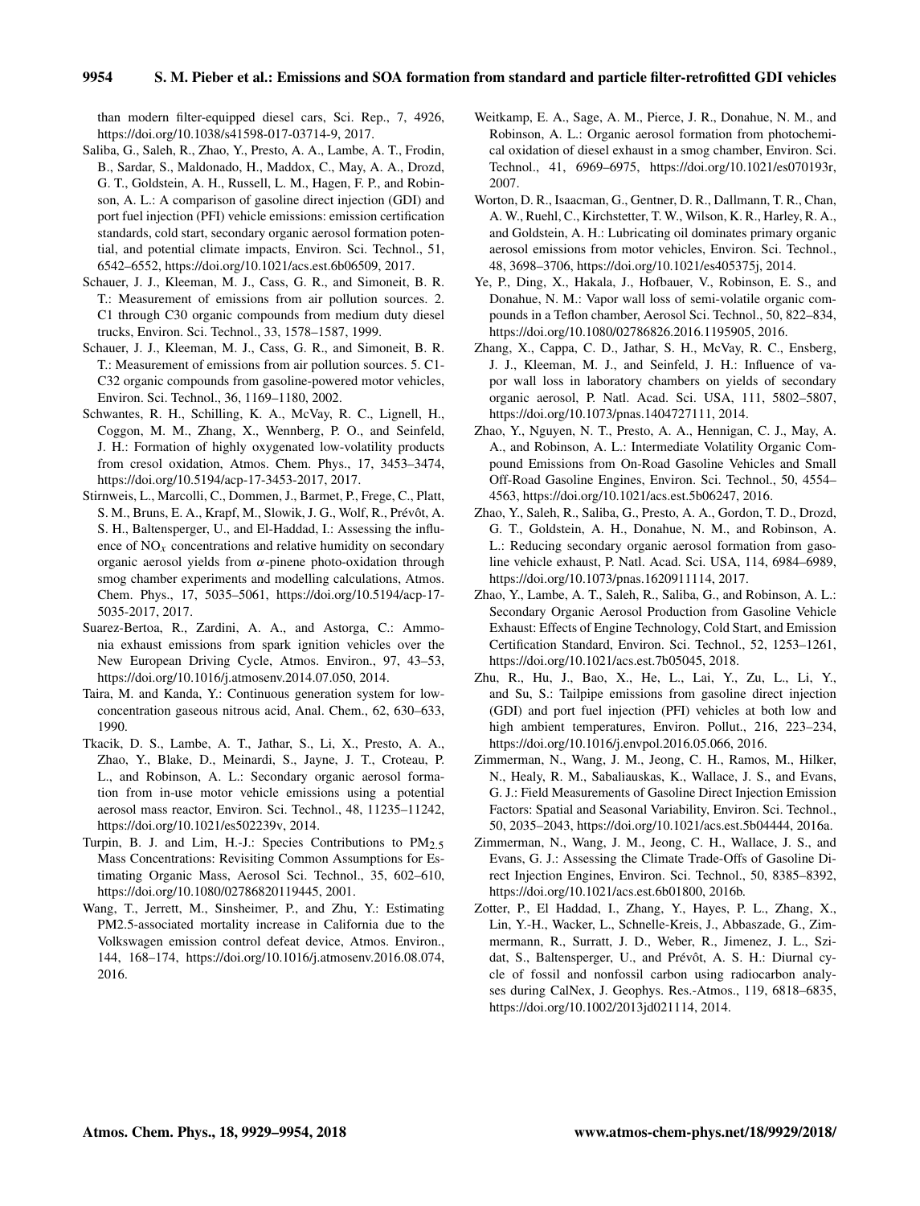than modern filter-equipped diesel cars, Sci. Rep., 7, 4926, https://doi.org/10.1038/s41598-017-03714-9, 2017.

Saliba, G., Saleh, R., Zhao, Y., Presto, A. A., Lambe, A. T., Frodin, B., Sardar, S., Maldonado, H., Maddox, C., May, A. A., Drozd, G. T., Goldstein, A. H., Russell, L. M., Hagen, F. P., and Robinson, A. L.: A comparison of gasoline direct injection (GDI) and port fuel injection (PFI) vehicle emissions: emission certification standards, cold start, secondary organic aerosol formation potential, and potential climate impacts, Environ. Sci. Technol., 51, 6542–6552, https://doi.org/10.1021/acs.est.6b06509, 2017.

Schauer, J. J., Kleeman, M. J., Cass, G. R., and Simoneit, B. R. T.: Measurement of emissions from air pollution sources. 2. C1 through C30 organic compounds from medium duty diesel trucks, Environ. Sci. Technol., 33, 1578–1587, 1999.

Schauer, J. J., Kleeman, M. J., Cass, G. R., and Simoneit, B. R. T.: Measurement of emissions from air pollution sources. 5. C1-C32 organic compounds from gasoline-powered motor vehicles, Environ. Sci. Technol., 36, 1169–1180, 2002.

Schwantes, R. H., Schilling, K. A., McVay, R. C., Lignell, H., Coggon, M. M., Zhang, X., Wennberg, P. O., and Seinfeld, J. H.: Formation of highly oxygenated low-volatility products from cresol oxidation, Atmos. Chem. Phys., 17, 3453–3474, https://doi.org/10.5194/acp-17-3453-2017, 2017.

Stirnweis, L., Marcolli, C., Dommen, J., Barmet, P., Frege, C., Platt, S. M., Bruns, E. A., Krapf, M., Slowik, J. G., Wolf, R., Prévôt, A. S. H., Baltensperger, U., and El-Haddad, I.: Assessing the influence of $NO_x$ concentrations and relative humidity on secondary organic aerosol yields from $\alpha$-pinene photo-oxidation through smog chamber experiments and modelling calculations, Atmos. Chem. Phys., 17, 5035–5061, https://doi.org/10.5194/acp-17-5035-2017, 2017.

Suarez-Bertoa, R., Zardini, A. A., and Astorga, C.: Ammonia exhaust emissions from spark ignition vehicles over the New European Driving Cycle, Atmos. Environ., 97, 43–53, https://doi.org/10.1016/j.atmosenv.2014.07.050, 2014.

Taira, M. and Kanda, Y.: Continuous generation system for low-concentration gaseous nitrous acid, Anal. Chem., 62, 630–633, 1990.

Tkacik, D. S., Lambe, A. T., Jathar, S., Li, X., Presto, A. A., Zhao, Y., Blake, D., Meinardi, S., Jayne, J. T., Croteau, P. L., and Robinson, A. L.: Secondary organic aerosol formation from in-use motor vehicle emissions using a potential aerosol mass reactor, Environ. Sci. Technol., 48, 11235–11242, https://doi.org/10.1021/es502239v, 2014.

Turpin, B. J. and Lim, H.-J.: Species Contributions to $PM_{2.5}$ Mass Concentrations: Revisiting Common Assumptions for Estimating Organic Mass, Aerosol Sci. Technol., 35, 602–610, https://doi.org/10.1080/02786820119445, 2001.

Wang, T., Jerrett, M., Sinsheimer, P., and Zhu, Y.: Estimating PM2.5-associated mortality increase in California due to the Volkswagen emission control defeat device, Atmos. Environ., 144, 168–174, https://doi.org/10.1016/j.atmosenv.2016.08.074, 2016.

Weitkamp, E. A., Sage, A. M., Pierce, J. R., Donahue, N. M., and Robinson, A. L.: Organic aerosol formation from photochemical oxidation of diesel exhaust in a smog chamber, Environ. Sci. Technol., 41, 6969–6975, https://doi.org/10.1021/es070193r, 2007.

Worton, D. R., Isaacman, G., Gentner, D. R., Dallmann, T. R., Chan, A. W., Ruehl, C., Kirchstetter, T. W., Wilson, K. R., Harley, R. A., and Goldstein, A. H.: Lubricating oil dominates primary organic aerosol emissions from motor vehicles, Environ. Sci. Technol., 48, 3698–3706, https://doi.org/10.1021/es405375j, 2014.

Ye, P., Ding, X., Hakala, J., Hofbauer, V., Robinson, E. S., and Donahue, N. M.: Vapor wall loss of semi-volatile organic compounds in a Teflon chamber, Aerosol Sci. Technol., 50, 822–834, https://doi.org/10.1080/02786826.2016.1195905, 2016.

Zhang, X., Cappa, C. D., Jathar, S. H., McVay, R. C., Ensberg, J. J., Kleeman, M. J., and Seinfeld, J. H.: Influence of vapor wall loss in laboratory chambers on yields of secondary organic aerosol, P. Natl. Acad. Sci. USA, 111, 5802–5807, https://doi.org/10.1073/pnas.1404727111, 2014.

Zhao, Y., Nguyen, N. T., Presto, A. A., Hennigan, C. J., May, A. A., and Robinson, A. L.: Intermediate Volatility Organic Compound Emissions from On-Road Gasoline Vehicles and Small Off-Road Gasoline Engines, Environ. Sci. Technol., 50, 4554–4563, https://doi.org/10.1021/acs.est.5b06247, 2016.

Zhao, Y., Saleh, R., Saliba, G., Presto, A. A., Gordon, T. D., Drozd, G. T., Goldstein, A. H., Donahue, N. M., and Robinson, A. L.: Reducing secondary organic aerosol formation from gasoline vehicle exhaust, P. Natl. Acad. Sci. USA, 114, 6984–6989, https://doi.org/10.1073/pnas.1620911114, 2017.

Zhao, Y., Lambe, A. T., Saleh, R., Saliba, G., and Robinson, A. L.: Secondary Organic Aerosol Production from Gasoline Vehicle Exhaust: Effects of Engine Technology, Cold Start, and Emission Certification Standard, Environ. Sci. Technol., 52, 1253–1261, https://doi.org/10.1021/acs.est.7b05045, 2018.

Zhu, R., Hu, J., Bao, X., He, L., Lai, Y., Zu, L., Li, Y., and Su, S.: Tailpipe emissions from gasoline direct injection (GDI) and port fuel injection (PFI) vehicles at both low and high ambient temperatures, Environ. Pollut., 216, 223–234, https://doi.org/10.1016/j.envpol.2016.05.066, 2016.

Zimmerman, N., Wang, J. M., Jeong, C. H., Ramos, M., Hilker, N., Healy, R. M., Sabaliauskas, K., Wallace, J. S., and Evans, G. J.: Field Measurements of Gasoline Direct Injection Emission Factors: Spatial and Seasonal Variability, Environ. Sci. Technol., 50, 2035–2043, https://doi.org/10.1021/acs.est.5b04444, 2016a.

Zimmerman, N., Wang, J. M., Jeong, C. H., Wallace, J. S., and Evans, G. J.: Assessing the Climate Trade-Offs of Gasoline Direct Injection Engines, Environ. Sci. Technol., 50, 8385–8392, https://doi.org/10.1021/acs.est.6b01800, 2016b.

Zotter, P., El Haddad, I., Zhang, Y., Hayes, P. L., Zhang, X., Lin, Y.-H., Wacker, L., Schnelle-Kreis, J., Abbaszade, G., Zimmermann, R., Surratt, J. D., Weber, R., Jimenez, J. L., Szidat, S., Baltensperger, U., and Prévôt, A. S. H.: Diurnal cycle of fossil and nonfossil carbon using radiocarbon analyses during CalNex, J. Geophys. Res.-Atmos., 119, 6818–6835, https://doi.org/10.1002/2013jd021114, 2014.